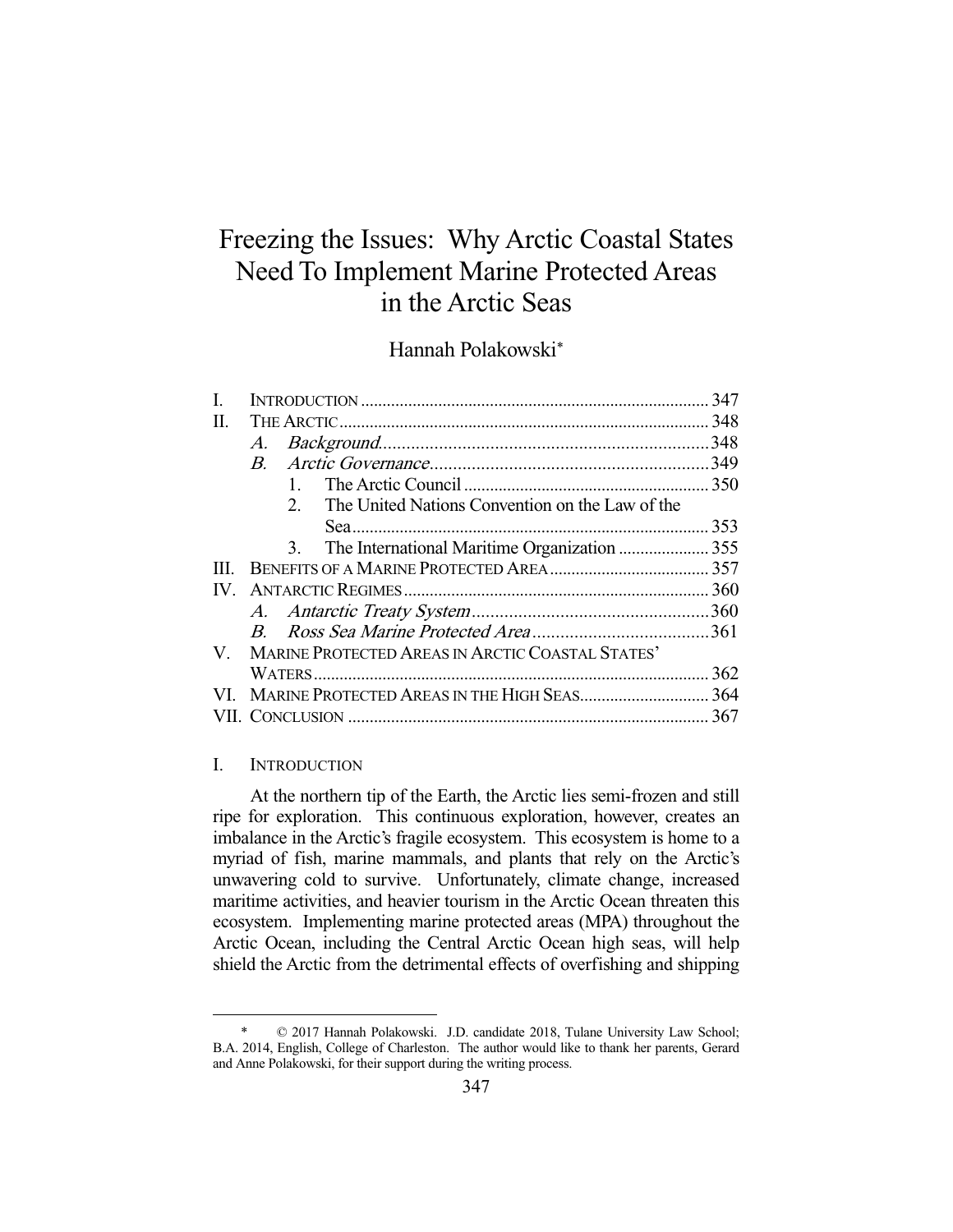# Freezing the Issues: Why Arctic Coastal States Need To Implement Marine Protected Areas in the Arctic Seas

Hannah Polakowski*

| | | |
|---|---|---|
| I. | INTRODUCTION | 347 |
| II. | THE ARCTIC | 348 |
| | *A. Background* | 348 |
| | *B. Arctic Governance* | 349 |
| | 1. The Arctic Council | 350 |
| | 2. The United Nations Convention on the Law of the Sea | 353 |
| | 3. The International Maritime Organization | 355 |
| III. | BENEFITS OF A MARINE PROTECTED AREA | 357 |
| IV. | ANTARCTIC REGIMES | 360 |
| | *A. Antarctic Treaty System* | 360 |
| | *B. Ross Sea Marine Protected Area* | 361 |
| V. | MARINE PROTECTED AREAS IN ARCTIC COASTAL STATES' WATERS | 362 |
| VI. | MARINE PROTECTED AREAS IN THE HIGH SEAS | 364 |
| VII. | CONCLUSION | 367 |

## I. INTRODUCTION

At the northern tip of the Earth, the Arctic lies semi-frozen and still ripe for exploration. This continuous exploration, however, creates an imbalance in the Arctic's fragile ecosystem. This ecosystem is home to a myriad of fish, marine mammals, and plants that rely on the Arctic's unwavering cold to survive. Unfortunately, climate change, increased maritime activities, and heavier tourism in the Arctic Ocean threaten this ecosystem. Implementing marine protected areas (MPA) throughout the Arctic Ocean, including the Central Arctic Ocean high seas, will help shield the Arctic from the detrimental effects of overfishing and shipping

\* © 2017 Hannah Polakowski. J.D. candidate 2018, Tulane University Law School; B.A. 2014, English, College of Charleston. The author would like to thank her parents, Gerard and Anne Polakowski, for their support during the writing process.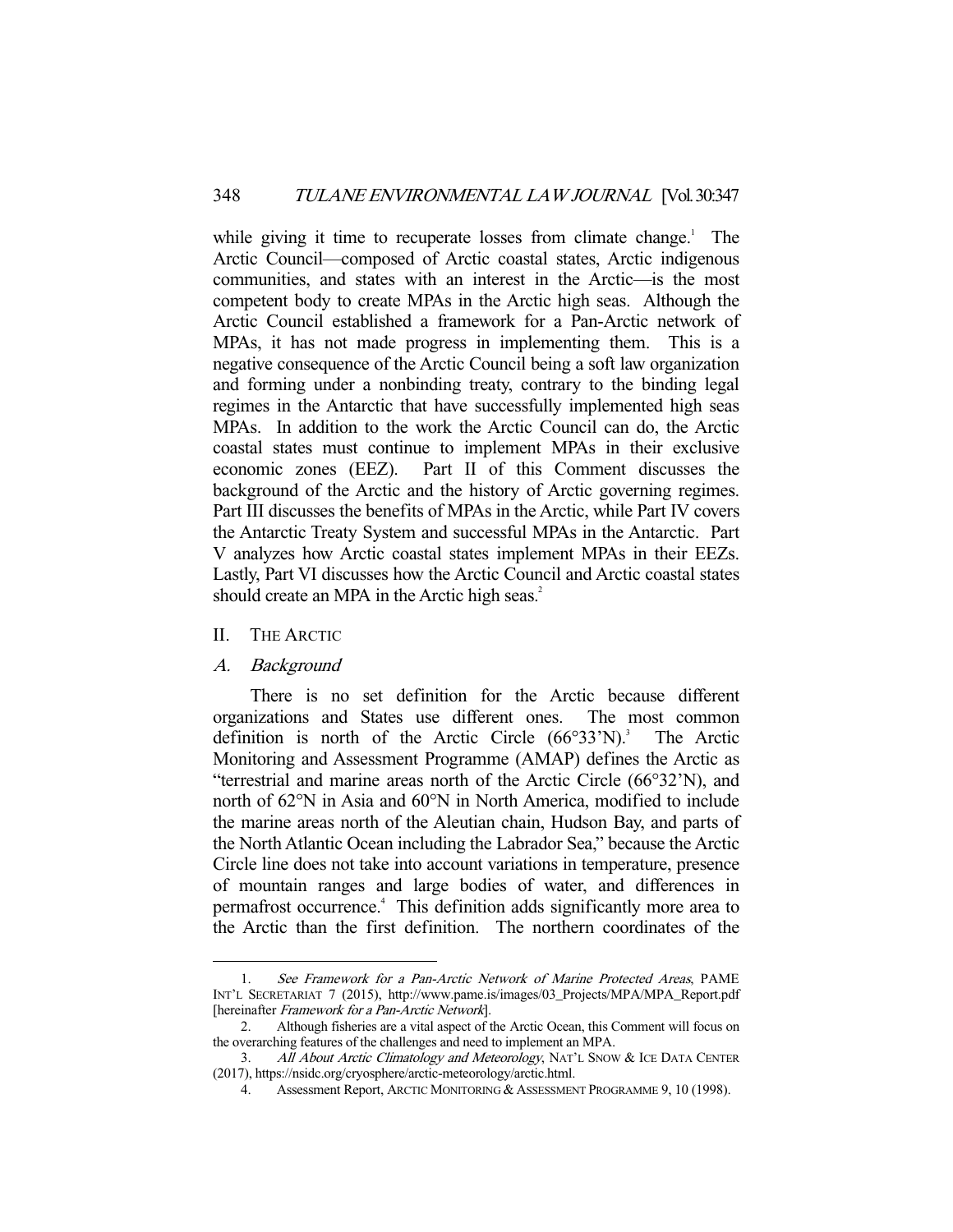while giving it time to recuperate losses from climate change.[1] The Arctic Council—composed of Arctic coastal states, Arctic indigenous communities, and states with an interest in the Arctic—is the most competent body to create MPAs in the Arctic high seas. Although the Arctic Council established a framework for a Pan-Arctic network of MPAs, it has not made progress in implementing them. This is a negative consequence of the Arctic Council being a soft law organization and forming under a nonbinding treaty, contrary to the binding legal regimes in the Antarctic that have successfully implemented high seas MPAs. In addition to the work the Arctic Council can do, the Arctic coastal states must continue to implement MPAs in their exclusive economic zones (EEZ). Part II of this Comment discusses the background of the Arctic and the history of Arctic governing regimes. Part III discusses the benefits of MPAs in the Arctic, while Part IV covers the Antarctic Treaty System and successful MPAs in the Antarctic. Part V analyzes how Arctic coastal states implement MPAs in their EEZs. Lastly, Part VI discusses how the Arctic Council and Arctic coastal states should create an MPA in the Arctic high seas.[2]

## II. THE ARCTIC

### *A. Background*

There is no set definition for the Arctic because different organizations and States use different ones. The most common definition is north of the Arctic Circle (66°33'N).[3] The Arctic Monitoring and Assessment Programme (AMAP) defines the Arctic as "terrestrial and marine areas north of the Arctic Circle (66°32'N), and north of 62°N in Asia and 60°N in North America, modified to include the marine areas north of the Aleutian chain, Hudson Bay, and parts of the North Atlantic Ocean including the Labrador Sea," because the Arctic Circle line does not take into account variations in temperature, presence of mountain ranges and large bodies of water, and differences in permafrost occurrence.[4] This definition adds significantly more area to the Arctic than the first definition. The northern coordinates of the

---

1. *See Framework for a Pan-Arctic Network of Marine Protected Areas*, PAME INT'L SECRETARIAT 7 (2015), http://www.pame.is/images/03_Projects/MPA/MPA_Report.pdf [hereinafter *Framework for a Pan-Arctic Network*].

2. Although fisheries are a vital aspect of the Arctic Ocean, this Comment will focus on the overarching features of the challenges and need to implement an MPA.

3. *All About Arctic Climatology and Meteorology*, NAT'L SNOW & ICE DATA CENTER (2017), https://nsidc.org/cryosphere/arctic-meteorology/arctic.html.

4. Assessment Report, ARCTIC MONITORING & ASSESSMENT PROGRAMME 9, 10 (1998).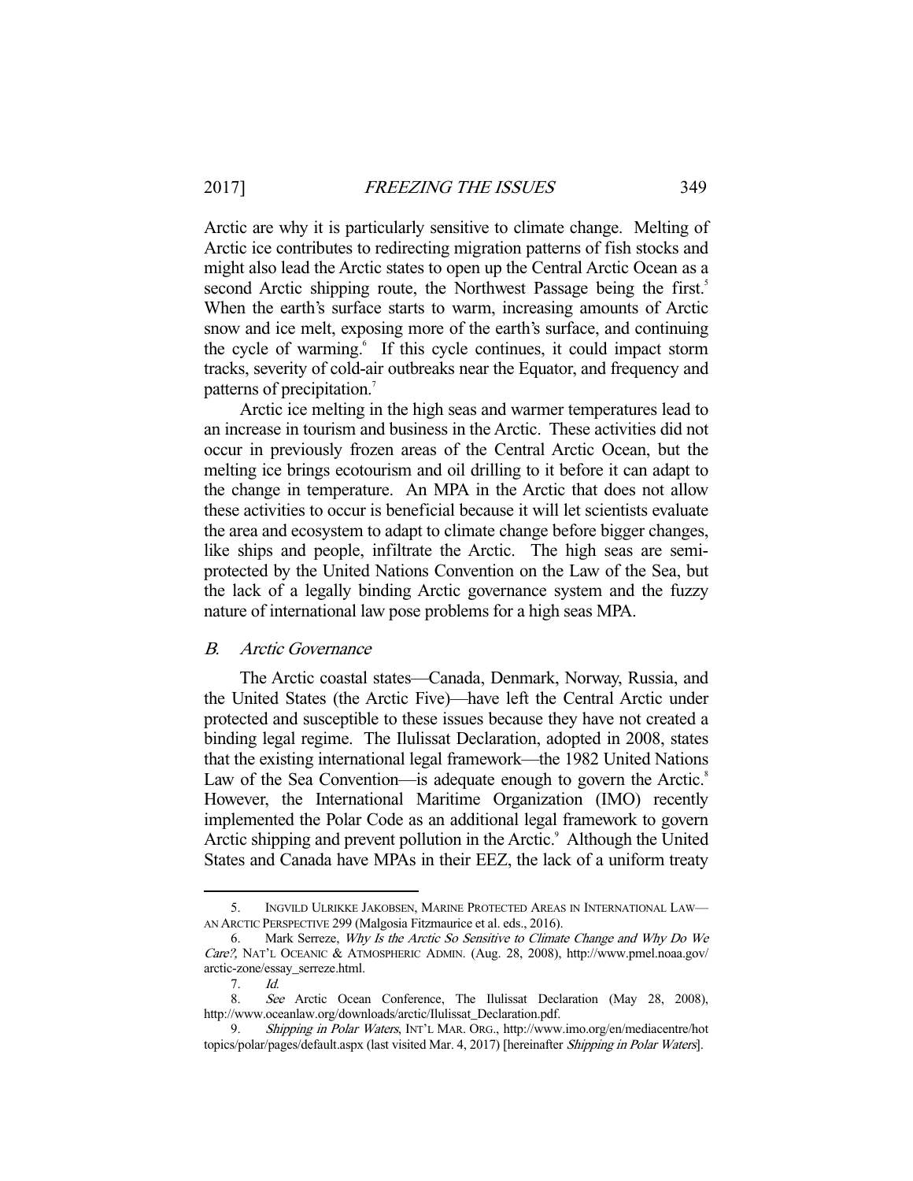Arctic are why it is particularly sensitive to climate change. Melting of Arctic ice contributes to redirecting migration patterns of fish stocks and might also lead the Arctic states to open up the Central Arctic Ocean as a second Arctic shipping route, the Northwest Passage being the first.[5] When the earth's surface starts to warm, increasing amounts of Arctic snow and ice melt, exposing more of the earth's surface, and continuing the cycle of warming.[6] If this cycle continues, it could impact storm tracks, severity of cold-air outbreaks near the Equator, and frequency and patterns of precipitation.[7]

Arctic ice melting in the high seas and warmer temperatures lead to an increase in tourism and business in the Arctic. These activities did not occur in previously frozen areas of the Central Arctic Ocean, but the melting ice brings ecotourism and oil drilling to it before it can adapt to the change in temperature. An MPA in the Arctic that does not allow these activities to occur is beneficial because it will let scientists evaluate the area and ecosystem to adapt to climate change before bigger changes, like ships and people, infiltrate the Arctic. The high seas are semi-protected by the United Nations Convention on the Law of the Sea, but the lack of a legally binding Arctic governance system and the fuzzy nature of international law pose problems for a high seas MPA.

### *B. Arctic Governance*

The Arctic coastal states—Canada, Denmark, Norway, Russia, and the United States (the Arctic Five)—have left the Central Arctic under protected and susceptible to these issues because they have not created a binding legal regime. The Ilulissat Declaration, adopted in 2008, states that the existing international legal framework—the 1982 United Nations Law of the Sea Convention—is adequate enough to govern the Arctic.[8] However, the International Maritime Organization (IMO) recently implemented the Polar Code as an additional legal framework to govern Arctic shipping and prevent pollution in the Arctic.[9] Although the United States and Canada have MPAs in their EEZ, the lack of a uniform treaty

---

5. INGVILD ULRIKKE JAKOBSEN, MARINE PROTECTED AREAS IN INTERNATIONAL LAW—AN ARCTIC PERSPECTIVE 299 (Malgosia Fitzmaurice et al. eds., 2016).

6. Mark Serreze, *Why Is the Arctic So Sensitive to Climate Change and Why Do We Care?*, NAT'L OCEANIC & ATMOSPHERIC ADMIN. (Aug. 28, 2008), http://www.pmel.noaa.gov/arctic-zone/essay_serreze.html.

7. *Id.*

8. *See* Arctic Ocean Conference, The Ilulissat Declaration (May 28, 2008), http://www.oceanlaw.org/downloads/arctic/Ilulissat_Declaration.pdf.

9. *Shipping in Polar Waters*, INT'L MAR. ORG., http://www.imo.org/en/mediacentre/hottopics/polar/pages/default.aspx (last visited Mar. 4, 2017) [hereinafter *Shipping in Polar Waters*].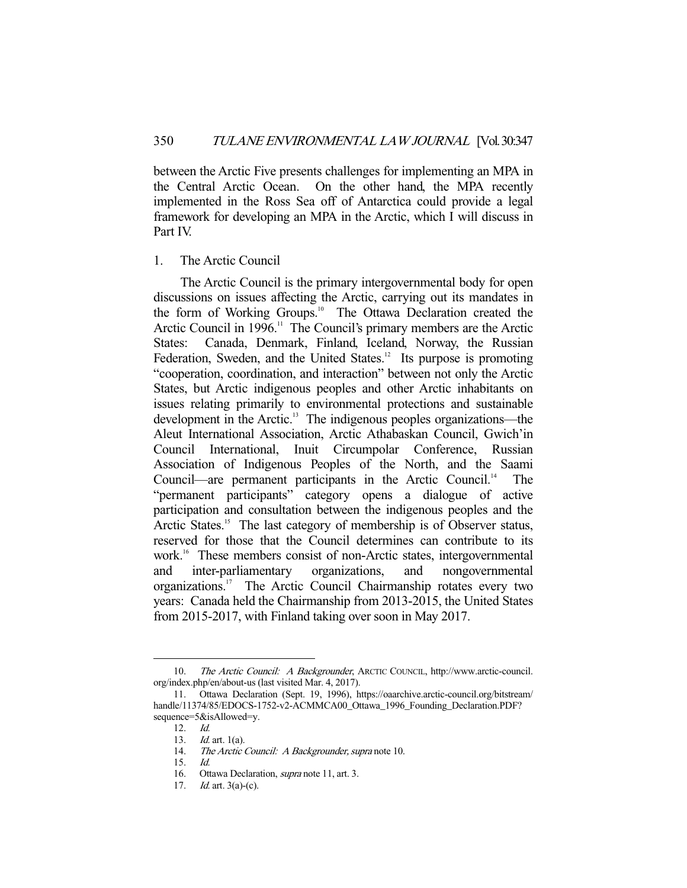between the Arctic Five presents challenges for implementing an MPA in the Central Arctic Ocean. On the other hand, the MPA recently implemented in the Ross Sea off of Antarctica could provide a legal framework for developing an MPA in the Arctic, which I will discuss in Part IV.

### 1. The Arctic Council

The Arctic Council is the primary intergovernmental body for open discussions on issues affecting the Arctic, carrying out its mandates in the form of Working Groups.[10] The Ottawa Declaration created the Arctic Council in 1996.[11] The Council's primary members are the Arctic States: Canada, Denmark, Finland, Iceland, Norway, the Russian Federation, Sweden, and the United States.[12] Its purpose is promoting "cooperation, coordination, and interaction" between not only the Arctic States, but Arctic indigenous peoples and other Arctic inhabitants on issues relating primarily to environmental protections and sustainable development in the Arctic.[13] The indigenous peoples organizations—the Aleut International Association, Arctic Athabaskan Council, Gwich'in Council International, Inuit Circumpolar Conference, Russian Association of Indigenous Peoples of the North, and the Saami Council—are permanent participants in the Arctic Council.[14] The "permanent participants" category opens a dialogue of active participation and consultation between the indigenous peoples and the Arctic States.[15] The last category of membership is of Observer status, reserved for those that the Council determines can contribute to its work.[16] These members consist of non-Arctic states, intergovernmental and inter-parliamentary organizations, and nongovernmental organizations.[17] The Arctic Council Chairmanship rotates every two years: Canada held the Chairmanship from 2013-2015, the United States from 2015-2017, with Finland taking over soon in May 2017.

---

10. *The Arctic Council: A Backgrounder*, ARCTIC COUNCIL, http://www.arctic-council.org/index.php/en/about-us (last visited Mar. 4, 2017).
11. Ottawa Declaration (Sept. 19, 1996), https://oaarchive.arctic-council.org/bitstream/handle/11374/85/EDOCS-1752-v2-ACMMCA00_Ottawa_1996_Founding_Declaration.PDF?sequence=5&isAllowed=y.
12. *Id.*
13. *Id.* art. 1(a).
14. *The Arctic Council: A Backgrounder*, *supra* note 10.
15. *Id.*
16. Ottawa Declaration, *supra* note 11, art. 3.
17. *Id.* art. 3(a)-(c).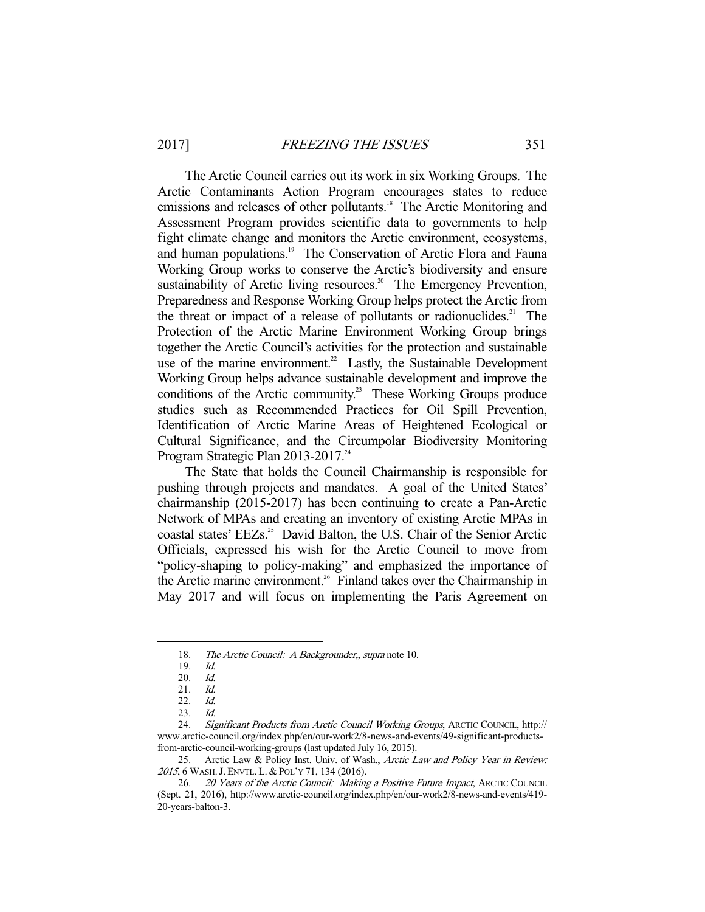The Arctic Council carries out its work in six Working Groups. The Arctic Contaminants Action Program encourages states to reduce emissions and releases of other pollutants.[18] The Arctic Monitoring and Assessment Program provides scientific data to governments to help fight climate change and monitors the Arctic environment, ecosystems, and human populations.[19] The Conservation of Arctic Flora and Fauna Working Group works to conserve the Arctic's biodiversity and ensure sustainability of Arctic living resources.[20] The Emergency Prevention, Preparedness and Response Working Group helps protect the Arctic from the threat or impact of a release of pollutants or radionuclides.[21] The Protection of the Arctic Marine Environment Working Group brings together the Arctic Council's activities for the protection and sustainable use of the marine environment.[22] Lastly, the Sustainable Development Working Group helps advance sustainable development and improve the conditions of the Arctic community.[23] These Working Groups produce studies such as Recommended Practices for Oil Spill Prevention, Identification of Arctic Marine Areas of Heightened Ecological or Cultural Significance, and the Circumpolar Biodiversity Monitoring Program Strategic Plan 2013-2017.[24]

The State that holds the Council Chairmanship is responsible for pushing through projects and mandates. A goal of the United States' chairmanship (2015-2017) has been continuing to create a Pan-Arctic Network of MPAs and creating an inventory of existing Arctic MPAs in coastal states' EEZs.[25] David Balton, the U.S. Chair of the Senior Arctic Officials, expressed his wish for the Arctic Council to move from "policy-shaping to policy-making" and emphasized the importance of the Arctic marine environment.[26] Finland takes over the Chairmanship in May 2017 and will focus on implementing the Paris Agreement on

---

18. *The Arctic Council: A Backgrounder,, supra* note 10.

19. *Id.*

20. *Id.*

21. *Id.*

22. *Id.*

23. *Id.*

24. *Significant Products from Arctic Council Working Groups*, ARCTIC COUNCIL, http://www.arctic-council.org/index.php/en/our-work2/8-news-and-events/49-significant-products-from-arctic-council-working-groups (last updated July 16, 2015).

25. Arctic Law & Policy Inst. Univ. of Wash., *Arctic Law and Policy Year in Review: 2015*, 6 WASH. J. ENVTL. L. & POL'Y 71, 134 (2016).

26. *20 Years of the Arctic Council: Making a Positive Future Impact*, ARCTIC COUNCIL (Sept. 21, 2016), http://www.arctic-council.org/index.php/en/our-work2/8-news-and-events/419-20-years-balton-3.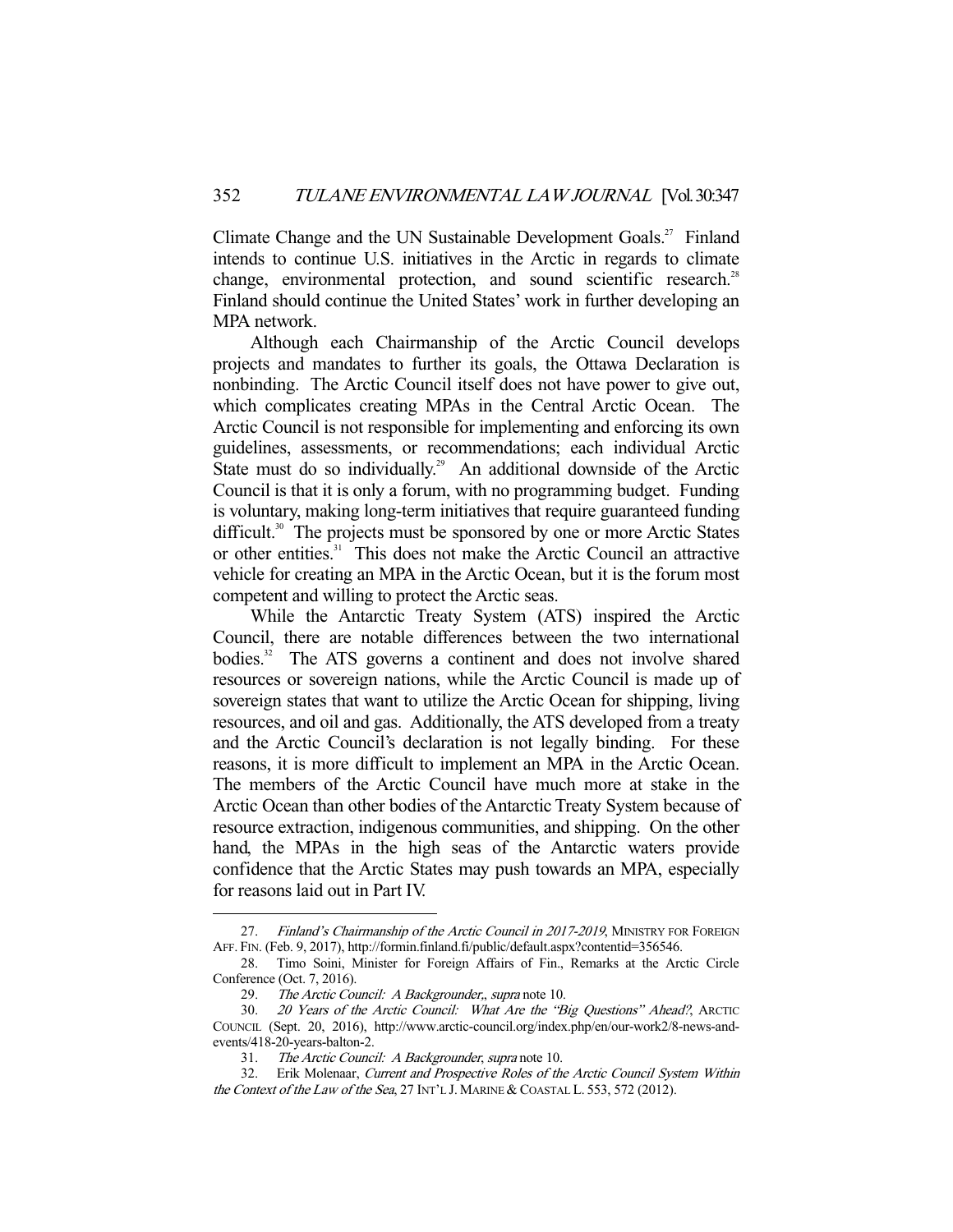Climate Change and the UN Sustainable Development Goals.[27] Finland intends to continue U.S. initiatives in the Arctic in regards to climate change, environmental protection, and sound scientific research.[28] Finland should continue the United States' work in further developing an MPA network.

Although each Chairmanship of the Arctic Council develops projects and mandates to further its goals, the Ottawa Declaration is nonbinding. The Arctic Council itself does not have power to give out, which complicates creating MPAs in the Central Arctic Ocean. The Arctic Council is not responsible for implementing and enforcing its own guidelines, assessments, or recommendations; each individual Arctic State must do so individually.[29] An additional downside of the Arctic Council is that it is only a forum, with no programming budget. Funding is voluntary, making long-term initiatives that require guaranteed funding difficult.[30] The projects must be sponsored by one or more Arctic States or other entities.[31] This does not make the Arctic Council an attractive vehicle for creating an MPA in the Arctic Ocean, but it is the forum most competent and willing to protect the Arctic seas.

While the Antarctic Treaty System (ATS) inspired the Arctic Council, there are notable differences between the two international bodies.[32] The ATS governs a continent and does not involve shared resources or sovereign nations, while the Arctic Council is made up of sovereign states that want to utilize the Arctic Ocean for shipping, living resources, and oil and gas. Additionally, the ATS developed from a treaty and the Arctic Council's declaration is not legally binding. For these reasons, it is more difficult to implement an MPA in the Arctic Ocean. The members of the Arctic Council have much more at stake in the Arctic Ocean than other bodies of the Antarctic Treaty System because of resource extraction, indigenous communities, and shipping. On the other hand, the MPAs in the high seas of the Antarctic waters provide confidence that the Arctic States may push towards an MPA, especially for reasons laid out in Part IV.

---

27. *Finland's Chairmanship of the Arctic Council in 2017-2019*, MINISTRY FOR FOREIGN AFF. FIN. (Feb. 9, 2017), http://formin.finland.fi/public/default.aspx?contentid=356546.

28. Timo Soini, Minister for Foreign Affairs of Fin., Remarks at the Arctic Circle Conference (Oct. 7, 2016).

29. *The Arctic Council: A Backgrounder*,, *supra* note 10.

30. *20 Years of the Arctic Council: What Are the "Big Questions" Ahead?*, ARCTIC COUNCIL (Sept. 20, 2016), http://www.arctic-council.org/index.php/en/our-work2/8-news-and-events/418-20-years-balton-2.

31. *The Arctic Council: A Backgrounder*, *supra* note 10.

32. Erik Molenaar, *Current and Prospective Roles of the Arctic Council System Within the Context of the Law of the Sea*, 27 INT'L J. MARINE & COASTAL L. 553, 572 (2012).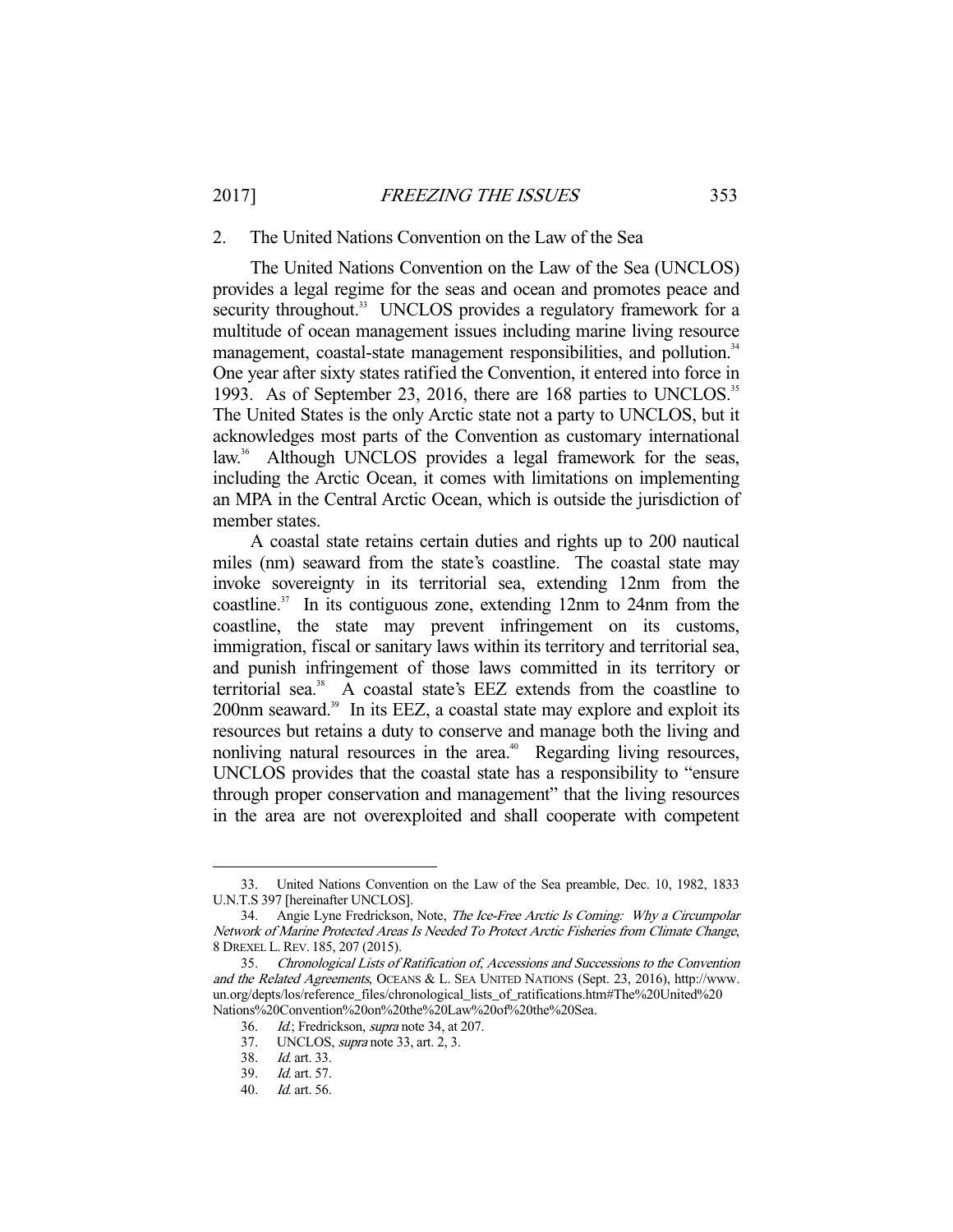### 2. The United Nations Convention on the Law of the Sea

The United Nations Convention on the Law of the Sea (UNCLOS) provides a legal regime for the seas and ocean and promotes peace and security throughout.[33] UNCLOS provides a regulatory framework for a multitude of ocean management issues including marine living resource management, coastal-state management responsibilities, and pollution.[34] One year after sixty states ratified the Convention, it entered into force in 1993. As of September 23, 2016, there are 168 parties to UNCLOS.[35] The United States is the only Arctic state not a party to UNCLOS, but it acknowledges most parts of the Convention as customary international law.[36] Although UNCLOS provides a legal framework for the seas, including the Arctic Ocean, it comes with limitations on implementing an MPA in the Central Arctic Ocean, which is outside the jurisdiction of member states.

A coastal state retains certain duties and rights up to 200 nautical miles (nm) seaward from the state's coastline. The coastal state may invoke sovereignty in its territorial sea, extending 12nm from the coastline.[37] In its contiguous zone, extending 12nm to 24nm from the coastline, the state may prevent infringement on its customs, immigration, fiscal or sanitary laws within its territory and territorial sea, and punish infringement of those laws committed in its territory or territorial sea.[38] A coastal state's EEZ extends from the coastline to 200nm seaward.[39] In its EEZ, a coastal state may explore and exploit its resources but retains a duty to conserve and manage both the living and nonliving natural resources in the area.[40] Regarding living resources, UNCLOS provides that the coastal state has a responsibility to "ensure through proper conservation and management" that the living resources in the area are not overexploited and shall cooperate with competent

---

33. United Nations Convention on the Law of the Sea preamble, Dec. 10, 1982, 1833 U.N.T.S 397 [hereinafter UNCLOS].

34. Angie Lyne Fredrickson, Note, *The Ice-Free Arctic Is Coming: Why a Circumpolar Network of Marine Protected Areas Is Needed To Protect Arctic Fisheries from Climate Change*, 8 DREXEL L. REV. 185, 207 (2015).

35. *Chronological Lists of Ratification of, Accessions and Successions to the Convention and the Related Agreements*, OCEANS & L. SEA UNITED NATIONS (Sept. 23, 2016), http://www.un.org/depts/los/reference_files/chronological_lists_of_ratifications.htm#The%20United%20Nations%20Convention%20on%20the%20Law%20of%20the%20Sea.

36. *Id.*; Fredrickson, *supra* note 34, at 207.

37. UNCLOS, *supra* note 33, art. 2, 3.

38. *Id.* art. 33.

39. *Id.* art. 57.

40. *Id.* art. 56.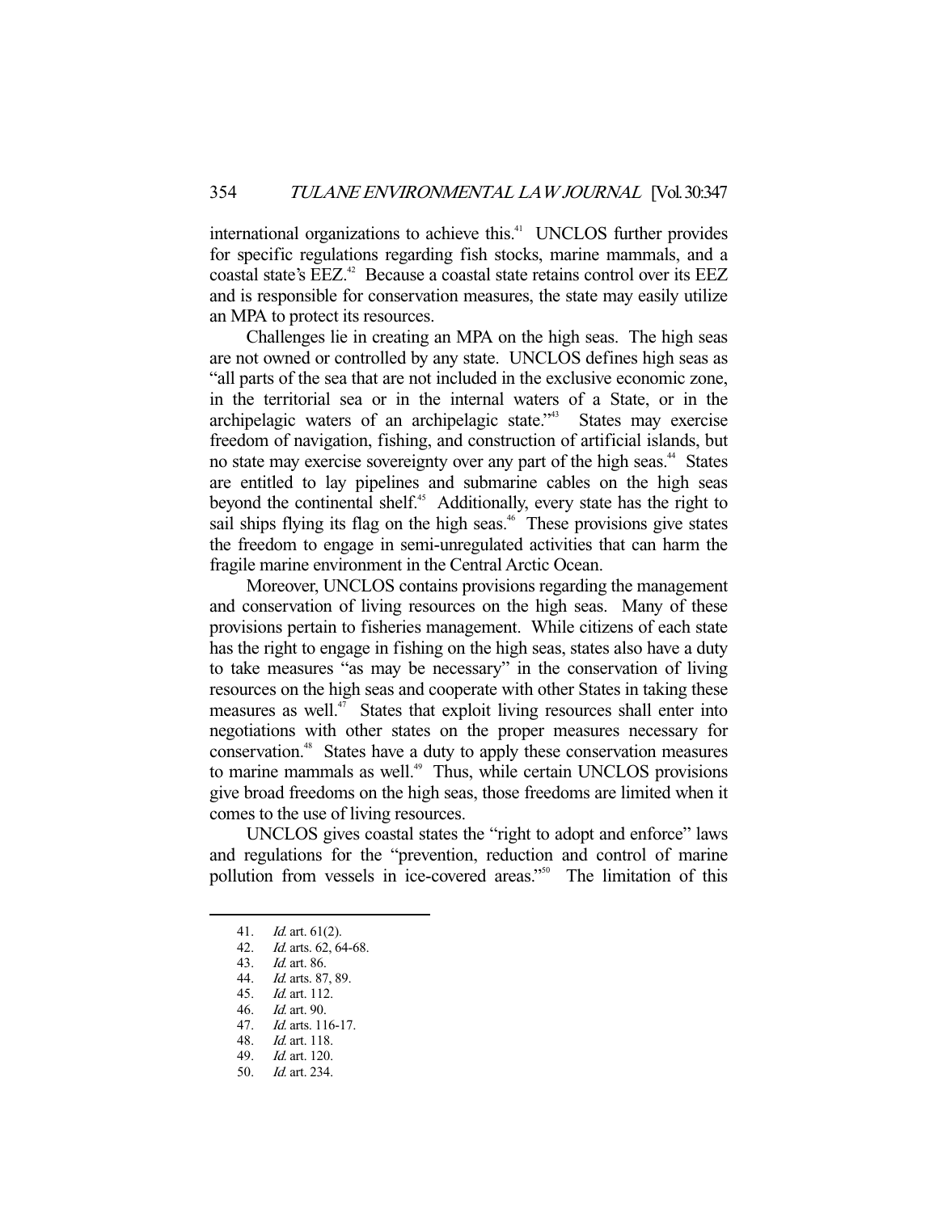international organizations to achieve this.[41] UNCLOS further provides for specific regulations regarding fish stocks, marine mammals, and a coastal state's EEZ.[42] Because a coastal state retains control over its EEZ and is responsible for conservation measures, the state may easily utilize an MPA to protect its resources.

Challenges lie in creating an MPA on the high seas. The high seas are not owned or controlled by any state. UNCLOS defines high seas as "all parts of the sea that are not included in the exclusive economic zone, in the territorial sea or in the internal waters of a State, or in the archipelagic waters of an archipelagic state."[43] States may exercise freedom of navigation, fishing, and construction of artificial islands, but no state may exercise sovereignty over any part of the high seas.[44] States are entitled to lay pipelines and submarine cables on the high seas beyond the continental shelf.[45] Additionally, every state has the right to sail ships flying its flag on the high seas.[46] These provisions give states the freedom to engage in semi-unregulated activities that can harm the fragile marine environment in the Central Arctic Ocean.

Moreover, UNCLOS contains provisions regarding the management and conservation of living resources on the high seas. Many of these provisions pertain to fisheries management. While citizens of each state has the right to engage in fishing on the high seas, states also have a duty to take measures "as may be necessary" in the conservation of living resources on the high seas and cooperate with other States in taking these measures as well.[47] States that exploit living resources shall enter into negotiations with other states on the proper measures necessary for conservation.[48] States have a duty to apply these conservation measures to marine mammals as well.[49] Thus, while certain UNCLOS provisions give broad freedoms on the high seas, those freedoms are limited when it comes to the use of living resources.

UNCLOS gives coastal states the "right to adopt and enforce" laws and regulations for the "prevention, reduction and control of marine pollution from vessels in ice-covered areas."[50] The limitation of this

---

41. *Id.* art. 61(2).
42. *Id.* arts. 62, 64-68.
43. *Id.* art. 86.
44. *Id.* arts. 87, 89.
45. *Id.* art. 112.
46. *Id.* art. 90.
47. *Id.* arts. 116-17.
48. *Id.* art. 118.
49. *Id.* art. 120.
50. *Id.* art. 234.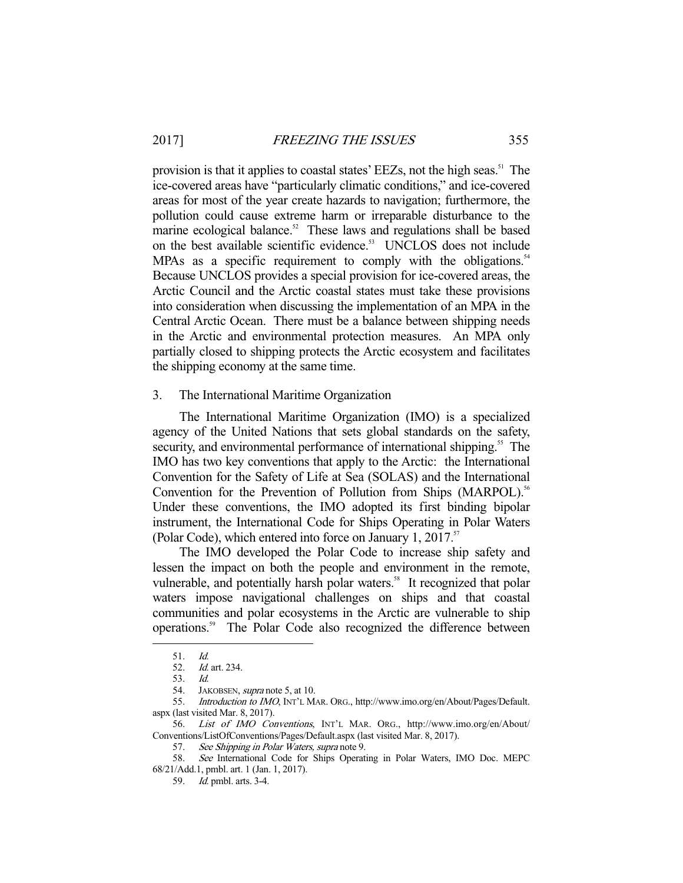provision is that it applies to coastal states' EEZs, not the high seas.[51] The ice-covered areas have "particularly climatic conditions," and ice-covered areas for most of the year create hazards to navigation; furthermore, the pollution could cause extreme harm or irreparable disturbance to the marine ecological balance.[52] These laws and regulations shall be based on the best available scientific evidence.[53] UNCLOS does not include MPAs as a specific requirement to comply with the obligations.[54] Because UNCLOS provides a special provision for ice-covered areas, the Arctic Council and the Arctic coastal states must take these provisions into consideration when discussing the implementation of an MPA in the Central Arctic Ocean. There must be a balance between shipping needs in the Arctic and environmental protection measures. An MPA only partially closed to shipping protects the Arctic ecosystem and facilitates the shipping economy at the same time.

### 3. The International Maritime Organization

The International Maritime Organization (IMO) is a specialized agency of the United Nations that sets global standards on the safety, security, and environmental performance of international shipping.[55] The IMO has two key conventions that apply to the Arctic: the International Convention for the Safety of Life at Sea (SOLAS) and the International Convention for the Prevention of Pollution from Ships (MARPOL).[56] Under these conventions, the IMO adopted its first binding bipolar instrument, the International Code for Ships Operating in Polar Waters (Polar Code), which entered into force on January 1, 2017.[57]

The IMO developed the Polar Code to increase ship safety and lessen the impact on both the people and environment in the remote, vulnerable, and potentially harsh polar waters.[58] It recognized that polar waters impose navigational challenges on ships and that coastal communities and polar ecosystems in the Arctic are vulnerable to ship operations.[59] The Polar Code also recognized the difference between

---

51. *Id.*

52. *Id.* art. 234.

53. *Id.*

54. JAKOBSEN, *supra* note 5, at 10.

55. *Introduction to IMO*, INT'L MAR. ORG., http://www.imo.org/en/About/Pages/Default.aspx (last visited Mar. 8, 2017).

56. *List of IMO Conventions*, INT'L MAR. ORG., http://www.imo.org/en/About/Conventions/ListOfConventions/Pages/Default.aspx (last visited Mar. 8, 2017).

57. *See Shipping in Polar Waters*, *supra* note 9.

58. *See* International Code for Ships Operating in Polar Waters, IMO Doc. MEPC 68/21/Add.1, pmbl. art. 1 (Jan. 1, 2017).

59. *Id.* pmbl. arts. 3-4.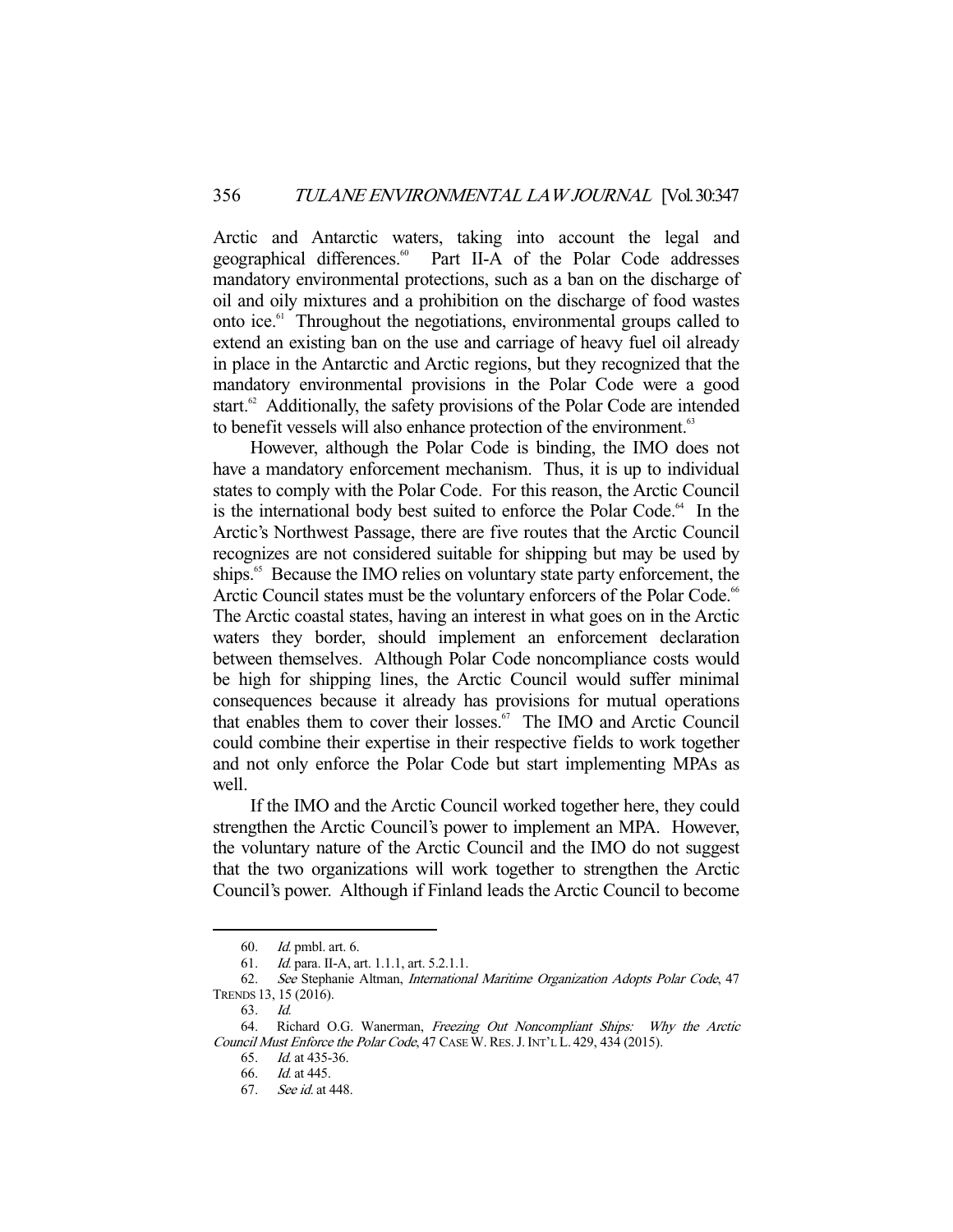Arctic and Antarctic waters, taking into account the legal and geographical differences.[60] Part II-A of the Polar Code addresses mandatory environmental protections, such as a ban on the discharge of oil and oily mixtures and a prohibition on the discharge of food wastes onto ice.[61] Throughout the negotiations, environmental groups called to extend an existing ban on the use and carriage of heavy fuel oil already in place in the Antarctic and Arctic regions, but they recognized that the mandatory environmental provisions in the Polar Code were a good start.[62] Additionally, the safety provisions of the Polar Code are intended to benefit vessels will also enhance protection of the environment.[63]

However, although the Polar Code is binding, the IMO does not have a mandatory enforcement mechanism. Thus, it is up to individual states to comply with the Polar Code. For this reason, the Arctic Council is the international body best suited to enforce the Polar Code.[64] In the Arctic's Northwest Passage, there are five routes that the Arctic Council recognizes are not considered suitable for shipping but may be used by ships.[65] Because the IMO relies on voluntary state party enforcement, the Arctic Council states must be the voluntary enforcers of the Polar Code.[66] The Arctic coastal states, having an interest in what goes on in the Arctic waters they border, should implement an enforcement declaration between themselves. Although Polar Code noncompliance costs would be high for shipping lines, the Arctic Council would suffer minimal consequences because it already has provisions for mutual operations that enables them to cover their losses.[67] The IMO and Arctic Council could combine their expertise in their respective fields to work together and not only enforce the Polar Code but start implementing MPAs as well.

If the IMO and the Arctic Council worked together here, they could strengthen the Arctic Council's power to implement an MPA. However, the voluntary nature of the Arctic Council and the IMO do not suggest that the two organizations will work together to strengthen the Arctic Council's power. Although if Finland leads the Arctic Council to become

---

60. *Id.* pmbl. art. 6.

61. *Id.* para. II-A, art. 1.1.1, art. 5.2.1.1.

62. *See* Stephanie Altman, *International Maritime Organization Adopts Polar Code*, 47 TRENDS 13, 15 (2016).

63. *Id.*

64. Richard O.G. Wanerman, *Freezing Out Noncompliant Ships: Why the Arctic Council Must Enforce the Polar Code*, 47 CASE W. RES. J. INT'L L. 429, 434 (2015).

65. *Id.* at 435-36.

66. *Id.* at 445.

67. *See id.* at 448.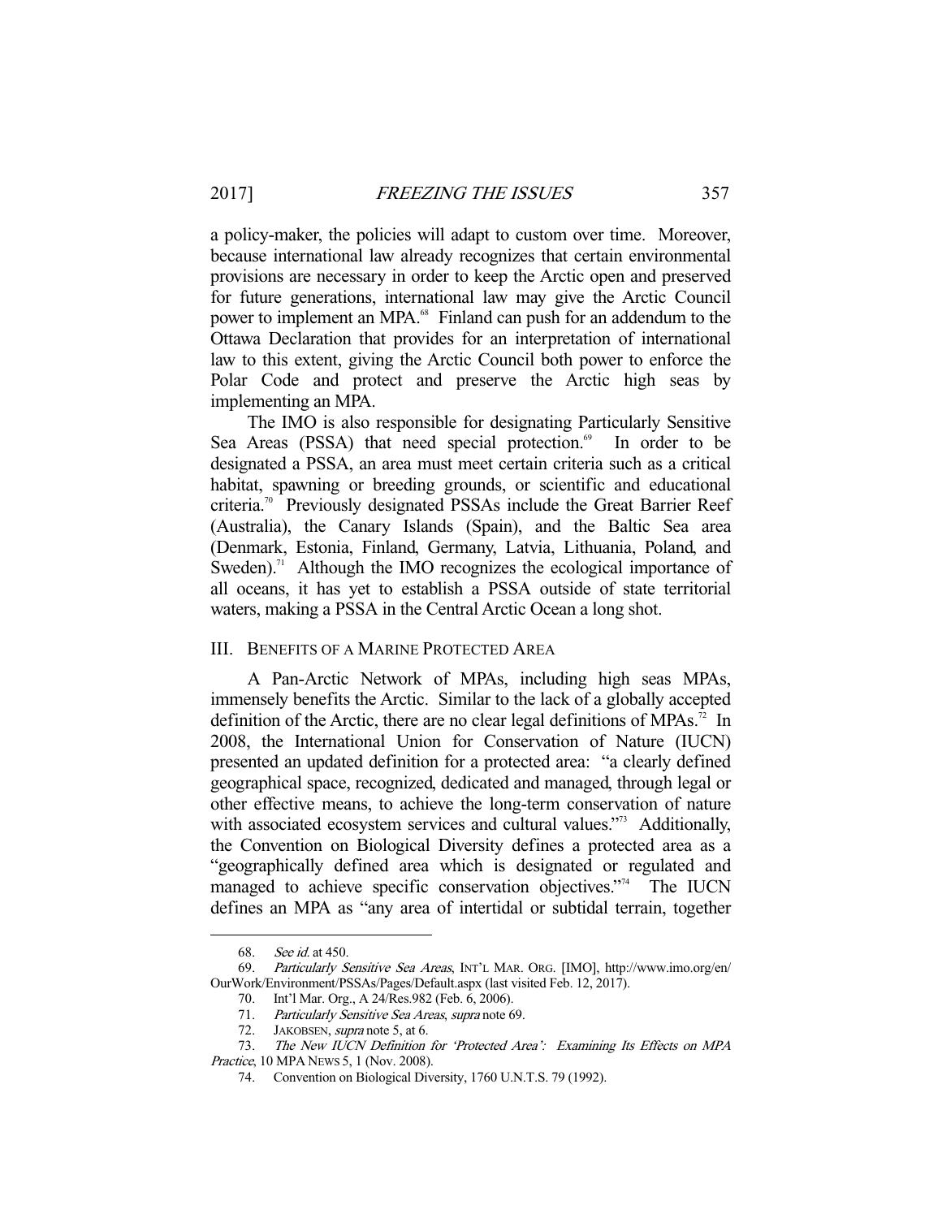a policy-maker, the policies will adapt to custom over time. Moreover, because international law already recognizes that certain environmental provisions are necessary in order to keep the Arctic open and preserved for future generations, international law may give the Arctic Council power to implement an MPA.[68] Finland can push for an addendum to the Ottawa Declaration that provides for an interpretation of international law to this extent, giving the Arctic Council both power to enforce the Polar Code and protect and preserve the Arctic high seas by implementing an MPA.

The IMO is also responsible for designating Particularly Sensitive Sea Areas (PSSA) that need special protection.[69] In order to be designated a PSSA, an area must meet certain criteria such as a critical habitat, spawning or breeding grounds, or scientific and educational criteria.[70] Previously designated PSSAs include the Great Barrier Reef (Australia), the Canary Islands (Spain), and the Baltic Sea area (Denmark, Estonia, Finland, Germany, Latvia, Lithuania, Poland, and Sweden).[71] Although the IMO recognizes the ecological importance of all oceans, it has yet to establish a PSSA outside of state territorial waters, making a PSSA in the Central Arctic Ocean a long shot.

## III. Benefits of a Marine Protected Area

A Pan-Arctic Network of MPAs, including high seas MPAs, immensely benefits the Arctic. Similar to the lack of a globally accepted definition of the Arctic, there are no clear legal definitions of MPAs.[72] In 2008, the International Union for Conservation of Nature (IUCN) presented an updated definition for a protected area: "a clearly defined geographical space, recognized, dedicated and managed, through legal or other effective means, to achieve the long-term conservation of nature with associated ecosystem services and cultural values."[73] Additionally, the Convention on Biological Diversity defines a protected area as a "geographically defined area which is designated or regulated and managed to achieve specific conservation objectives."[74] The IUCN defines an MPA as "any area of intertidal or subtidal terrain, together

---

68. *See id.* at 450.

69. *Particularly Sensitive Sea Areas*, INT'L MAR. ORG. [IMO], http://www.imo.org/en/OurWork/Environment/PSSAs/Pages/Default.aspx (last visited Feb. 12, 2017).

70. Int'l Mar. Org., A 24/Res.982 (Feb. 6, 2006).

71. *Particularly Sensitive Sea Areas*, *supra* note 69.

72. JAKOBSEN, *supra* note 5, at 6.

73. *The New IUCN Definition for 'Protected Area': Examining Its Effects on MPA Practice*, 10 MPA NEWS 5, 1 (Nov. 2008).

74. Convention on Biological Diversity, 1760 U.N.T.S. 79 (1992).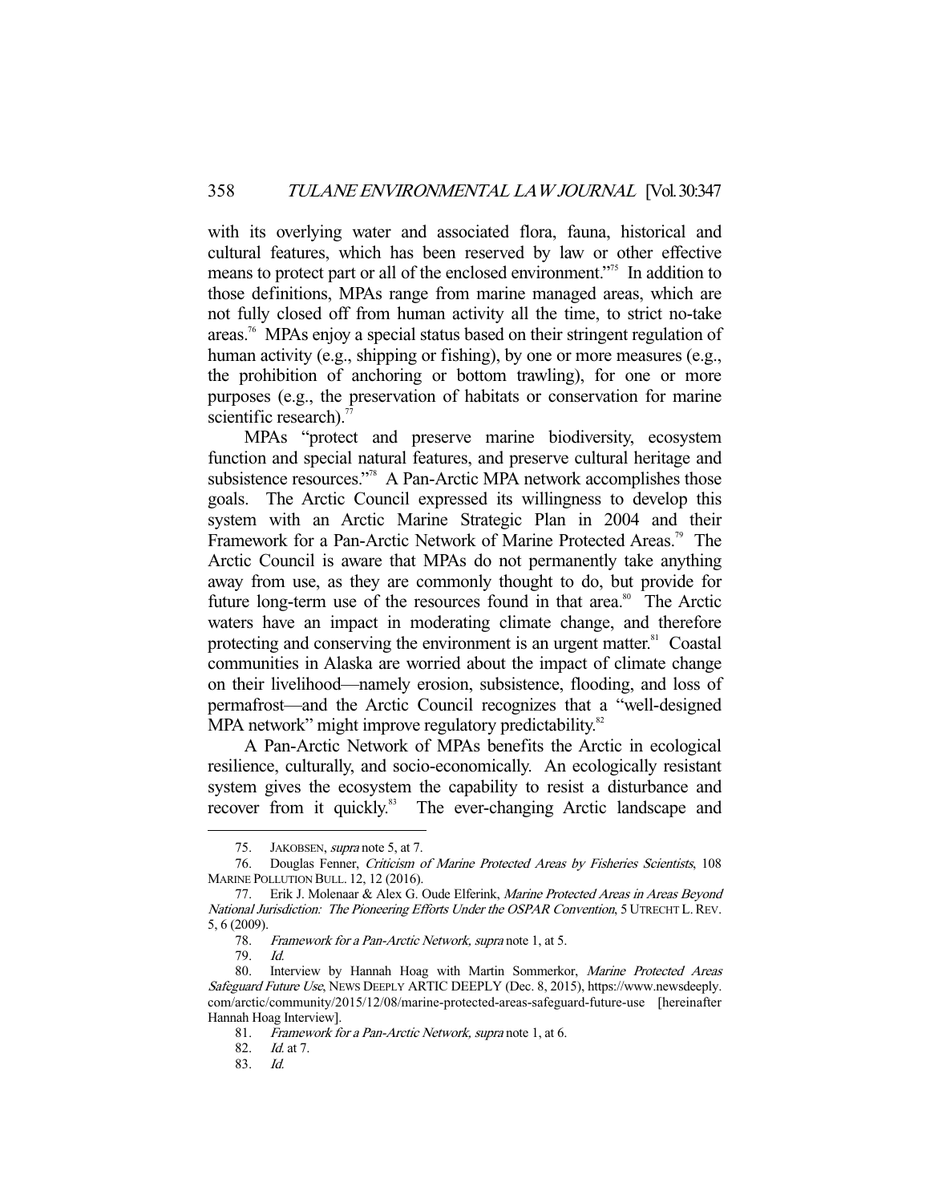with its overlying water and associated flora, fauna, historical and cultural features, which has been reserved by law or other effective means to protect part or all of the enclosed environment."[75] In addition to those definitions, MPAs range from marine managed areas, which are not fully closed off from human activity all the time, to strict no-take areas.[76] MPAs enjoy a special status based on their stringent regulation of human activity (e.g., shipping or fishing), by one or more measures (e.g., the prohibition of anchoring or bottom trawling), for one or more purposes (e.g., the preservation of habitats or conservation for marine scientific research).[77]

MPAs "protect and preserve marine biodiversity, ecosystem function and special natural features, and preserve cultural heritage and subsistence resources."[78] A Pan-Arctic MPA network accomplishes those goals. The Arctic Council expressed its willingness to develop this system with an Arctic Marine Strategic Plan in 2004 and their Framework for a Pan-Arctic Network of Marine Protected Areas.[79] The Arctic Council is aware that MPAs do not permanently take anything away from use, as they are commonly thought to do, but provide for future long-term use of the resources found in that area.[80] The Arctic waters have an impact in moderating climate change, and therefore protecting and conserving the environment is an urgent matter.[81] Coastal communities in Alaska are worried about the impact of climate change on their livelihood—namely erosion, subsistence, flooding, and loss of permafrost—and the Arctic Council recognizes that a "well-designed MPA network" might improve regulatory predictability.[82]

A Pan-Arctic Network of MPAs benefits the Arctic in ecological resilience, culturally, and socio-economically. An ecologically resistant system gives the ecosystem the capability to resist a disturbance and recover from it quickly.[83] The ever-changing Arctic landscape and

---

75. JAKOBSEN, *supra* note 5, at 7.

76. Douglas Fenner, *Criticism of Marine Protected Areas by Fisheries Scientists*, 108 MARINE POLLUTION BULL. 12, 12 (2016).

77. Erik J. Molenaar & Alex G. Oude Elferink, *Marine Protected Areas in Areas Beyond National Jurisdiction: The Pioneering Efforts Under the OSPAR Convention*, 5 UTRECHT L. REV. 5, 6 (2009).

78. *Framework for a Pan-Arctic Network, supra* note 1, at 5.

79. *Id.*

80. Interview by Hannah Hoag with Martin Sommerkor, *Marine Protected Areas Safeguard Future Use*, NEWS DEEPLY ARTIC DEEPLY (Dec. 8, 2015), https://www.newsdeeply.com/arctic/community/2015/12/08/marine-protected-areas-safeguard-future-use [hereinafter Hannah Hoag Interview].

81. *Framework for a Pan-Arctic Network, supra* note 1, at 6.

82. *Id.* at 7.

83. *Id.*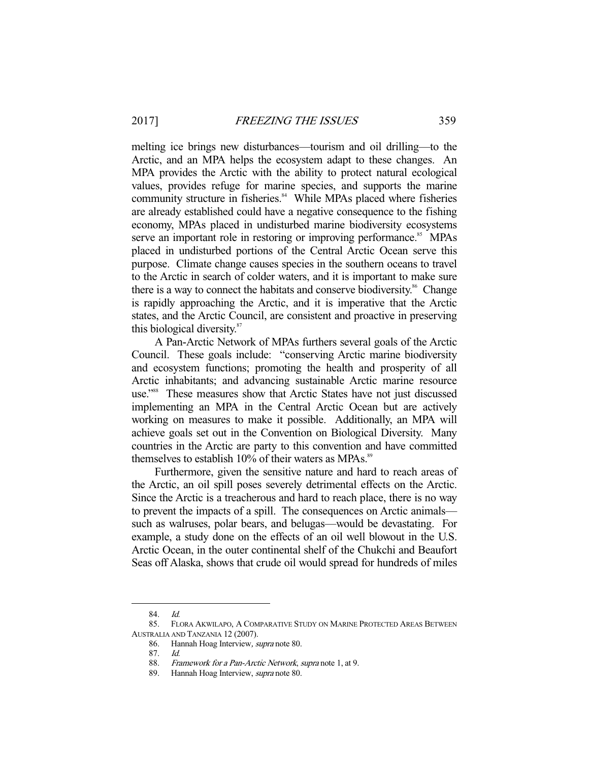melting ice brings new disturbances—tourism and oil drilling—to the Arctic, and an MPA helps the ecosystem adapt to these changes. An MPA provides the Arctic with the ability to protect natural ecological values, provides refuge for marine species, and supports the marine community structure in fisheries.[84] While MPAs placed where fisheries are already established could have a negative consequence to the fishing economy, MPAs placed in undisturbed marine biodiversity ecosystems serve an important role in restoring or improving performance.[85] MPAs placed in undisturbed portions of the Central Arctic Ocean serve this purpose. Climate change causes species in the southern oceans to travel to the Arctic in search of colder waters, and it is important to make sure there is a way to connect the habitats and conserve biodiversity.[86] Change is rapidly approaching the Arctic, and it is imperative that the Arctic states, and the Arctic Council, are consistent and proactive in preserving this biological diversity.[87]

A Pan-Arctic Network of MPAs furthers several goals of the Arctic Council. These goals include: "conserving Arctic marine biodiversity and ecosystem functions; promoting the health and prosperity of all Arctic inhabitants; and advancing sustainable Arctic marine resource use."[88] These measures show that Arctic States have not just discussed implementing an MPA in the Central Arctic Ocean but are actively working on measures to make it possible. Additionally, an MPA will achieve goals set out in the Convention on Biological Diversity. Many countries in the Arctic are party to this convention and have committed themselves to establish 10% of their waters as MPAs.[89]

Furthermore, given the sensitive nature and hard to reach areas of the Arctic, an oil spill poses severely detrimental effects on the Arctic. Since the Arctic is a treacherous and hard to reach place, there is no way to prevent the impacts of a spill. The consequences on Arctic animals—such as walruses, polar bears, and belugas—would be devastating. For example, a study done on the effects of an oil well blowout in the U.S. Arctic Ocean, in the outer continental shelf of the Chukchi and Beaufort Seas off Alaska, shows that crude oil would spread for hundreds of miles

---

84. *Id.*

85. FLORA AKWILAPO, A COMPARATIVE STUDY ON MARINE PROTECTED AREAS BETWEEN AUSTRALIA AND TANZANIA 12 (2007).

86. Hannah Hoag Interview, *supra* note 80.

87. *Id.*

88. *Framework for a Pan-Arctic Network*, *supra* note 1, at 9.

89. Hannah Hoag Interview, *supra* note 80.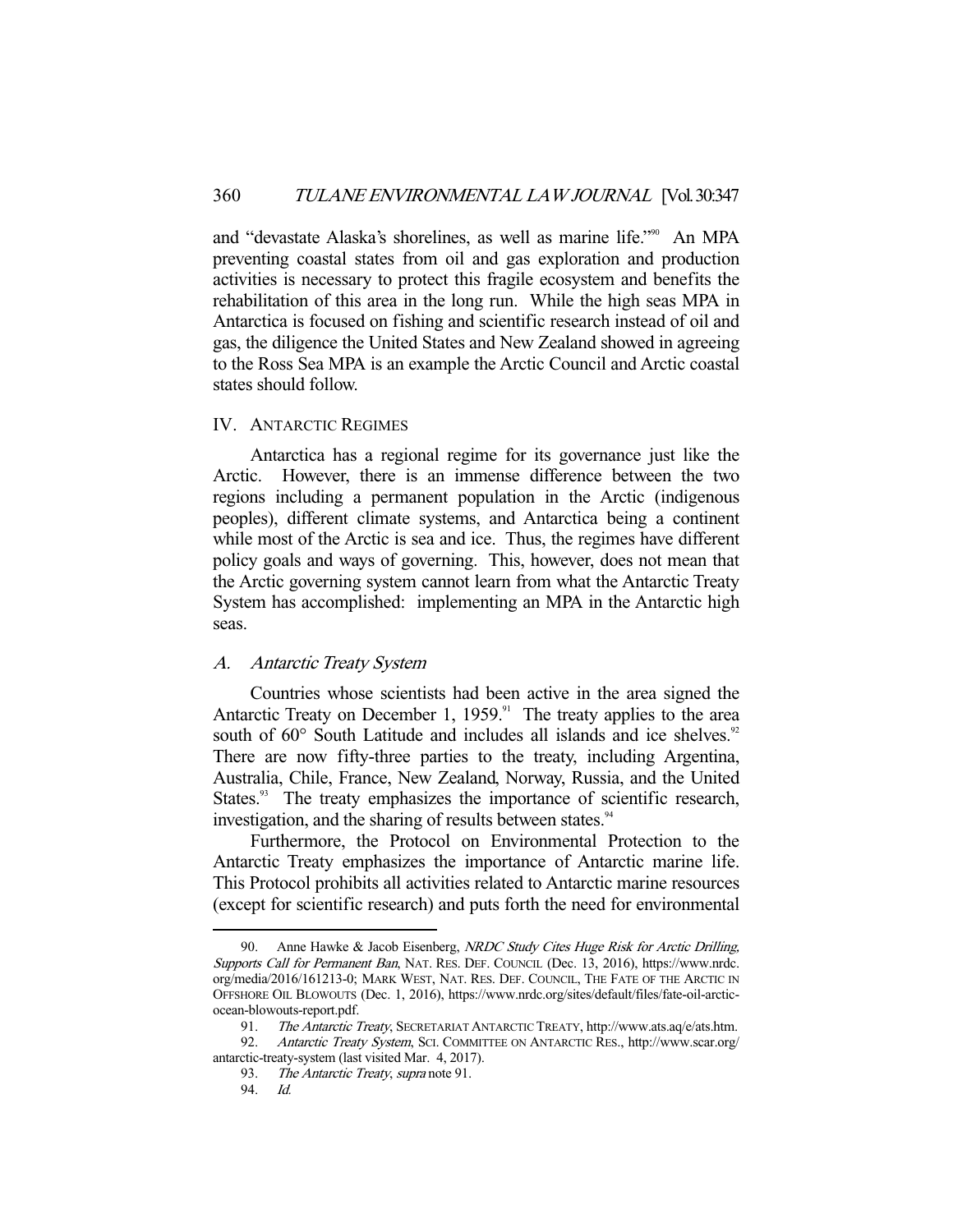and "devastate Alaska's shorelines, as well as marine life."[90] An MPA preventing coastal states from oil and gas exploration and production activities is necessary to protect this fragile ecosystem and benefits the rehabilitation of this area in the long run. While the high seas MPA in Antarctica is focused on fishing and scientific research instead of oil and gas, the diligence the United States and New Zealand showed in agreeing to the Ross Sea MPA is an example the Arctic Council and Arctic coastal states should follow.

## IV. Antarctic Regimes

Antarctica has a regional regime for its governance just like the Arctic. However, there is an immense difference between the two regions including a permanent population in the Arctic (indigenous peoples), different climate systems, and Antarctica being a continent while most of the Arctic is sea and ice. Thus, the regimes have different policy goals and ways of governing. This, however, does not mean that the Arctic governing system cannot learn from what the Antarctic Treaty System has accomplished: implementing an MPA in the Antarctic high seas.

### A. *Antarctic Treaty System*

Countries whose scientists had been active in the area signed the Antarctic Treaty on December 1, 1959.[91] The treaty applies to the area south of 60° South Latitude and includes all islands and ice shelves.[92] There are now fifty-three parties to the treaty, including Argentina, Australia, Chile, France, New Zealand, Norway, Russia, and the United States.[93] The treaty emphasizes the importance of scientific research, investigation, and the sharing of results between states.[94]

Furthermore, the Protocol on Environmental Protection to the Antarctic Treaty emphasizes the importance of Antarctic marine life. This Protocol prohibits all activities related to Antarctic marine resources (except for scientific research) and puts forth the need for environmental

---

90. Anne Hawke & Jacob Eisenberg, *NRDC Study Cites Huge Risk for Arctic Drilling, Supports Call for Permanent Ban*, NAT. RES. DEF. COUNCIL (Dec. 13, 2016), https://www.nrdc.org/media/2016/161213-0; MARK WEST, NAT. RES. DEF. COUNCIL, THE FATE OF THE ARCTIC IN OFFSHORE OIL BLOWOUTS (Dec. 1, 2016), https://www.nrdc.org/sites/default/files/fate-oil-arctic-ocean-blowouts-report.pdf.

91. *The Antarctic Treaty*, SECRETARIAT ANTARCTIC TREATY, http://www.ats.aq/e/ats.htm.

92. *Antarctic Treaty System*, SCI. COMMITTEE ON ANTARCTIC RES., http://www.scar.org/antarctic-treaty-system (last visited Mar. 4, 2017).

93. *The Antarctic Treaty*, *supra* note 91.

94. *Id.*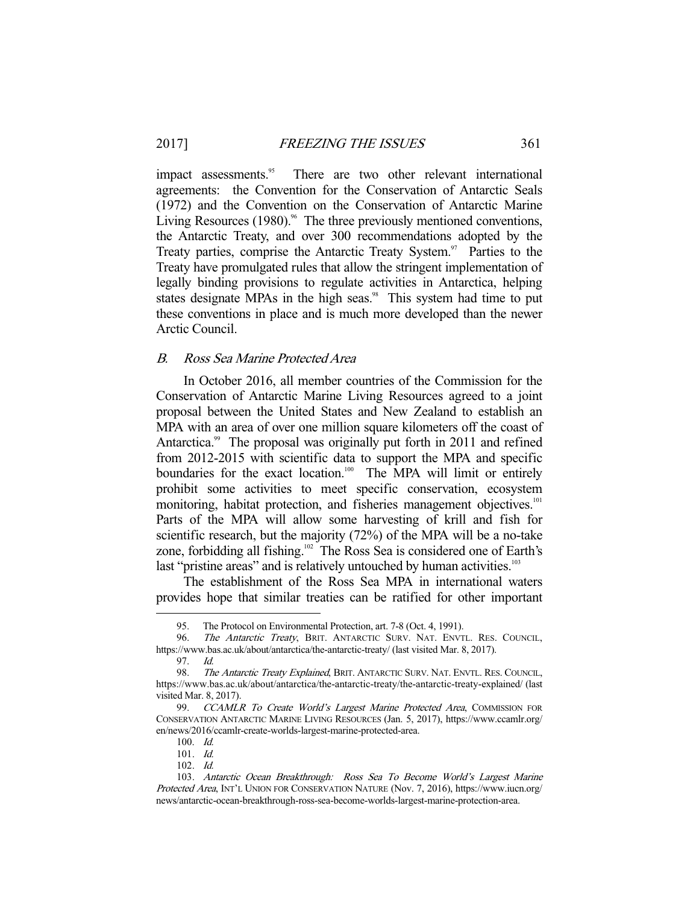impact assessments.[95] There are two other relevant international agreements: the Convention for the Conservation of Antarctic Seals (1972) and the Convention on the Conservation of Antarctic Marine Living Resources (1980).[96] The three previously mentioned conventions, the Antarctic Treaty, and over 300 recommendations adopted by the Treaty parties, comprise the Antarctic Treaty System.[97] Parties to the Treaty have promulgated rules that allow the stringent implementation of legally binding provisions to regulate activities in Antarctica, helping states designate MPAs in the high seas.[98] This system had time to put these conventions in place and is much more developed than the newer Arctic Council.

### *B. Ross Sea Marine Protected Area*

In October 2016, all member countries of the Commission for the Conservation of Antarctic Marine Living Resources agreed to a joint proposal between the United States and New Zealand to establish an MPA with an area of over one million square kilometers off the coast of Antarctica.[99] The proposal was originally put forth in 2011 and refined from 2012-2015 with scientific data to support the MPA and specific boundaries for the exact location.[100] The MPA will limit or entirely prohibit some activities to meet specific conservation, ecosystem monitoring, habitat protection, and fisheries management objectives.[101] Parts of the MPA will allow some harvesting of krill and fish for scientific research, but the majority (72%) of the MPA will be a no-take zone, forbidding all fishing.[102] The Ross Sea is considered one of Earth's last "pristine areas" and is relatively untouched by human activities.[103]

The establishment of the Ross Sea MPA in international waters provides hope that similar treaties can be ratified for other important

---

95. The Protocol on Environmental Protection, art. 7-8 (Oct. 4, 1991).

96. *The Antarctic Treaty*, BRIT. ANTARCTIC SURV. NAT. ENVTL. RES. COUNCIL, https://www.bas.ac.uk/about/antarctica/the-antarctic-treaty/ (last visited Mar. 8, 2017).

97. *Id.*

98. *The Antarctic Treaty Explained*, BRIT. ANTARCTIC SURV. NAT. ENVTL. RES. COUNCIL, https://www.bas.ac.uk/about/antarctica/the-antarctic-treaty/the-antarctic-treaty-explained/ (last visited Mar. 8, 2017).

99. *CCAMLR To Create World's Largest Marine Protected Area*, COMMISSION FOR CONSERVATION ANTARCTIC MARINE LIVING RESOURCES (Jan. 5, 2017), https://www.ccamlr.org/en/news/2016/ccamlr-create-worlds-largest-marine-protected-area.

100. *Id.*

101. *Id.*

102. *Id.*

103. *Antarctic Ocean Breakthrough: Ross Sea To Become World's Largest Marine Protected Area*, INT'L UNION FOR CONSERVATION NATURE (Nov. 7, 2016), https://www.iucn.org/news/antarctic-ocean-breakthrough-ross-sea-become-worlds-largest-marine-protection-area.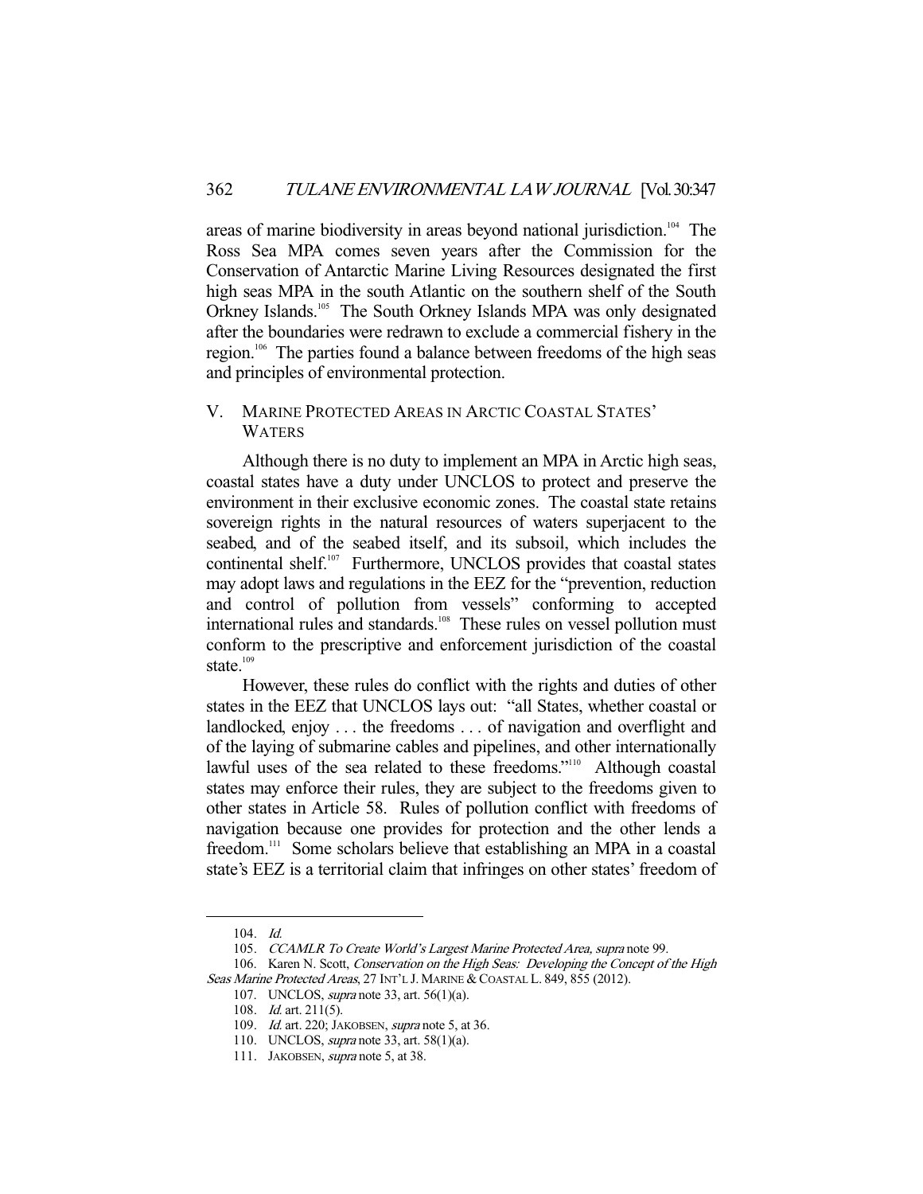areas of marine biodiversity in areas beyond national jurisdiction.[104] The Ross Sea MPA comes seven years after the Commission for the Conservation of Antarctic Marine Living Resources designated the first high seas MPA in the south Atlantic on the southern shelf of the South Orkney Islands.[105] The South Orkney Islands MPA was only designated after the boundaries were redrawn to exclude a commercial fishery in the region.[106] The parties found a balance between freedoms of the high seas and principles of environmental protection.

## V. MARINE PROTECTED AREAS IN ARCTIC COASTAL STATES' WATERS

Although there is no duty to implement an MPA in Arctic high seas, coastal states have a duty under UNCLOS to protect and preserve the environment in their exclusive economic zones. The coastal state retains sovereign rights in the natural resources of waters superjacent to the seabed, and of the seabed itself, and its subsoil, which includes the continental shelf.[107] Furthermore, UNCLOS provides that coastal states may adopt laws and regulations in the EEZ for the "prevention, reduction and control of pollution from vessels" conforming to accepted international rules and standards.[108] These rules on vessel pollution must conform to the prescriptive and enforcement jurisdiction of the coastal state.[109]

However, these rules do conflict with the rights and duties of other states in the EEZ that UNCLOS lays out: "all States, whether coastal or landlocked, enjoy . . . the freedoms . . . of navigation and overflight and of the laying of submarine cables and pipelines, and other internationally lawful uses of the sea related to these freedoms."[110] Although coastal states may enforce their rules, they are subject to the freedoms given to other states in Article 58. Rules of pollution conflict with freedoms of navigation because one provides for protection and the other lends a freedom.[111] Some scholars believe that establishing an MPA in a coastal state's EEZ is a territorial claim that infringes on other states' freedom of

---

104. *Id.*

105. *CCAMLR To Create World's Largest Marine Protected Area*, *supra* note 99.

106. Karen N. Scott, *Conservation on the High Seas: Developing the Concept of the High Seas Marine Protected Areas*, 27 INT'L J. MARINE & COASTAL L. 849, 855 (2012).

107. UNCLOS, *supra* note 33, art. 56(1)(a).

108. *Id.* art. 211(5).

109. *Id.* art. 220; JAKOBSEN, *supra* note 5, at 36.

110. UNCLOS, *supra* note 33, art. 58(1)(a).

111. JAKOBSEN, *supra* note 5, at 38.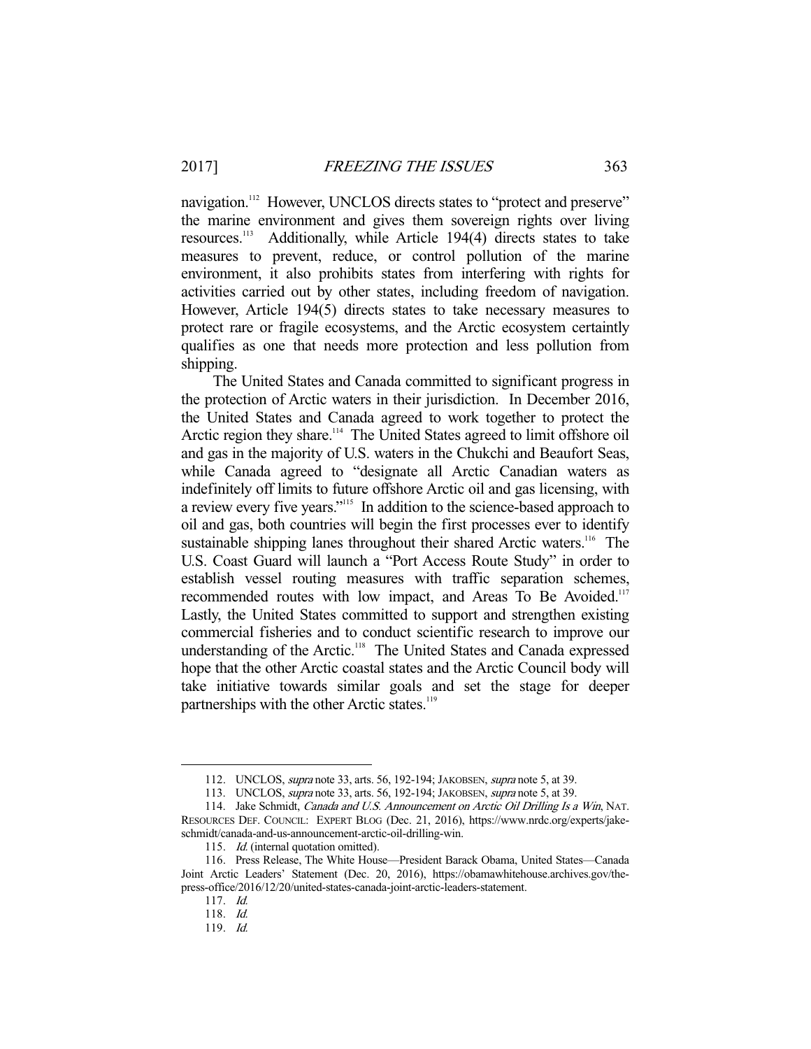navigation.[112] However, UNCLOS directs states to "protect and preserve" the marine environment and gives them sovereign rights over living resources.[113] Additionally, while Article 194(4) directs states to take measures to prevent, reduce, or control pollution of the marine environment, it also prohibits states from interfering with rights for activities carried out by other states, including freedom of navigation. However, Article 194(5) directs states to take necessary measures to protect rare or fragile ecosystems, and the Arctic ecosystem certaintly qualifies as one that needs more protection and less pollution from shipping.

The United States and Canada committed to significant progress in the protection of Arctic waters in their jurisdiction. In December 2016, the United States and Canada agreed to work together to protect the Arctic region they share.[114] The United States agreed to limit offshore oil and gas in the majority of U.S. waters in the Chukchi and Beaufort Seas, while Canada agreed to "designate all Arctic Canadian waters as indefinitely off limits to future offshore Arctic oil and gas licensing, with a review every five years."[115] In addition to the science-based approach to oil and gas, both countries will begin the first processes ever to identify sustainable shipping lanes throughout their shared Arctic waters.[116] The U.S. Coast Guard will launch a "Port Access Route Study" in order to establish vessel routing measures with traffic separation schemes, recommended routes with low impact, and Areas To Be Avoided.[117] Lastly, the United States committed to support and strengthen existing commercial fisheries and to conduct scientific research to improve our understanding of the Arctic.[118] The United States and Canada expressed hope that the other Arctic coastal states and the Arctic Council body will take initiative towards similar goals and set the stage for deeper partnerships with the other Arctic states.[119]

---

112. UNCLOS, *supra* note 33, arts. 56, 192-194; JAKOBSEN, *supra* note 5, at 39.

113. UNCLOS, *supra* note 33, arts. 56, 192-194; JAKOBSEN, *supra* note 5, at 39.

114. Jake Schmidt, *Canada and U.S. Announcement on Arctic Oil Drilling Is a Win*, NAT. RESOURCES DEF. COUNCIL: EXPERT BLOG (Dec. 21, 2016), https://www.nrdc.org/experts/jake-schmidt/canada-and-us-announcement-arctic-oil-drilling-win.

115. *Id.* (internal quotation omitted).

116. Press Release, The White House—President Barack Obama, United States—Canada Joint Arctic Leaders' Statement (Dec. 20, 2016), https://obamawhitehouse.archives.gov/the-press-office/2016/12/20/united-states-canada-joint-arctic-leaders-statement.

117. *Id.*

118. *Id.*

119. *Id.*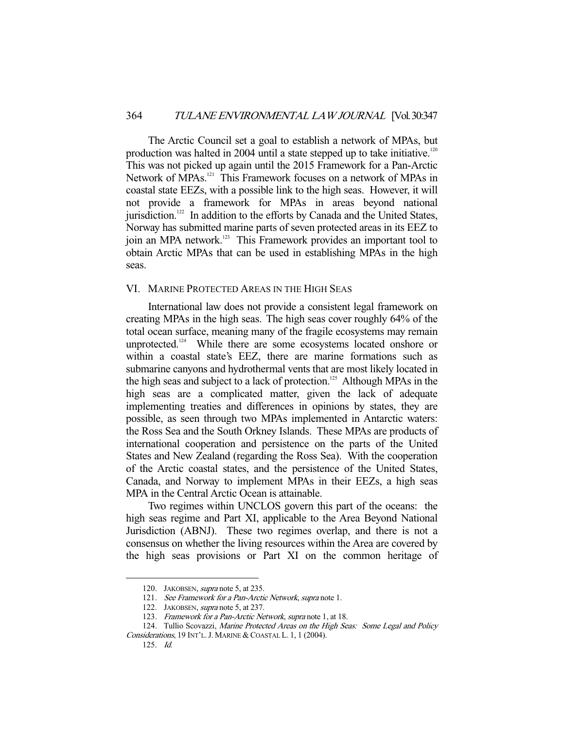The Arctic Council set a goal to establish a network of MPAs, but production was halted in 2004 until a state stepped up to take initiative.[120] This was not picked up again until the 2015 Framework for a Pan-Arctic Network of MPAs.[121] This Framework focuses on a network of MPAs in coastal state EEZs, with a possible link to the high seas. However, it will not provide a framework for MPAs in areas beyond national jurisdiction.[122] In addition to the efforts by Canada and the United States, Norway has submitted marine parts of seven protected areas in its EEZ to join an MPA network.[123] This Framework provides an important tool to obtain Arctic MPAs that can be used in establishing MPAs in the high seas.

## VI. MARINE PROTECTED AREAS IN THE HIGH SEAS

International law does not provide a consistent legal framework on creating MPAs in the high seas. The high seas cover roughly 64% of the total ocean surface, meaning many of the fragile ecosystems may remain unprotected.[124] While there are some ecosystems located onshore or within a coastal state's EEZ, there are marine formations such as submarine canyons and hydrothermal vents that are most likely located in the high seas and subject to a lack of protection.[125] Although MPAs in the high seas are a complicated matter, given the lack of adequate implementing treaties and differences in opinions by states, they are possible, as seen through two MPAs implemented in Antarctic waters: the Ross Sea and the South Orkney Islands. These MPAs are products of international cooperation and persistence on the parts of the United States and New Zealand (regarding the Ross Sea). With the cooperation of the Arctic coastal states, and the persistence of the United States, Canada, and Norway to implement MPAs in their EEZs, a high seas MPA in the Central Arctic Ocean is attainable.

Two regimes within UNCLOS govern this part of the oceans: the high seas regime and Part XI, applicable to the Area Beyond National Jurisdiction (ABNJ). These two regimes overlap, and there is not a consensus on whether the living resources within the Area are covered by the high seas provisions or Part XI on the common heritage of

---

120. JAKOBSEN, *supra* note 5, at 235.

121. *See Framework for a Pan-Arctic Network*, *supra* note 1.

122. JAKOBSEN, *supra* note 5, at 237.

123. *Framework for a Pan-Arctic Network*, *supra* note 1, at 18.

124. Tullio Scovazzi, *Marine Protected Areas on the High Seas: Some Legal and Policy Considerations*, 19 INT'L. J. MARINE & COASTAL L. 1, 1 (2004).

125. *Id.*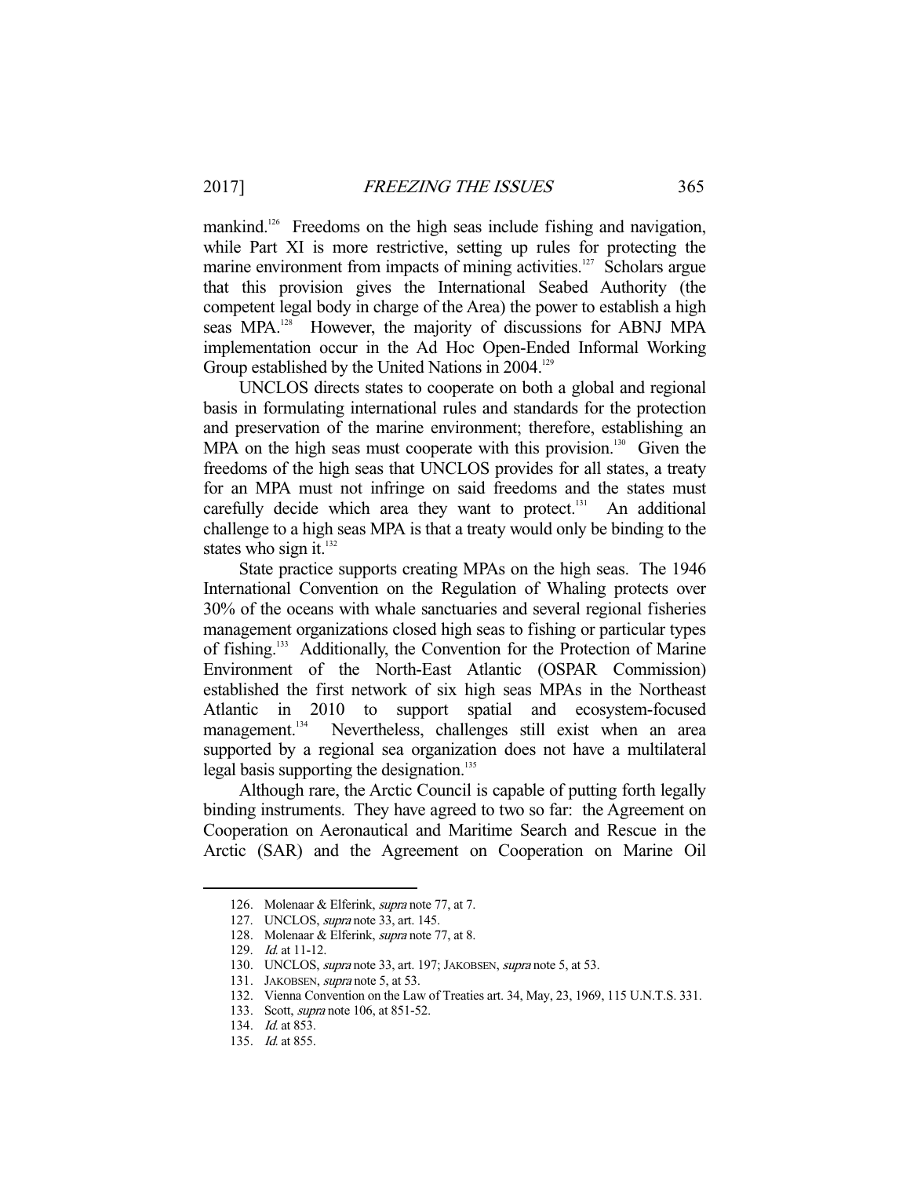mankind.[126] Freedoms on the high seas include fishing and navigation, while Part XI is more restrictive, setting up rules for protecting the marine environment from impacts of mining activities.[127] Scholars argue that this provision gives the International Seabed Authority (the competent legal body in charge of the Area) the power to establish a high seas MPA.[128] However, the majority of discussions for ABNJ MPA implementation occur in the Ad Hoc Open-Ended Informal Working Group established by the United Nations in 2004.[129]

UNCLOS directs states to cooperate on both a global and regional basis in formulating international rules and standards for the protection and preservation of the marine environment; therefore, establishing an MPA on the high seas must cooperate with this provision.[130] Given the freedoms of the high seas that UNCLOS provides for all states, a treaty for an MPA must not infringe on said freedoms and the states must carefully decide which area they want to protect.[131] An additional challenge to a high seas MPA is that a treaty would only be binding to the states who sign it.[132]

State practice supports creating MPAs on the high seas. The 1946 International Convention on the Regulation of Whaling protects over 30% of the oceans with whale sanctuaries and several regional fisheries management organizations closed high seas to fishing or particular types of fishing.[133] Additionally, the Convention for the Protection of Marine Environment of the North-East Atlantic (OSPAR Commission) established the first network of six high seas MPAs in the Northeast Atlantic in 2010 to support spatial and ecosystem-focused management.[134] Nevertheless, challenges still exist when an area supported by a regional sea organization does not have a multilateral legal basis supporting the designation.[135]

Although rare, the Arctic Council is capable of putting forth legally binding instruments. They have agreed to two so far: the Agreement on Cooperation on Aeronautical and Maritime Search and Rescue in the Arctic (SAR) and the Agreement on Cooperation on Marine Oil

---

126. Molenaar & Elferink, *supra* note 77, at 7.
127. UNCLOS, *supra* note 33, art. 145.
128. Molenaar & Elferink, *supra* note 77, at 8.
129. *Id.* at 11-12.
130. UNCLOS, *supra* note 33, art. 197; JAKOBSEN, *supra* note 5, at 53.
131. JAKOBSEN, *supra* note 5, at 53.
132. Vienna Convention on the Law of Treaties art. 34, May, 23, 1969, 115 U.N.T.S. 331.
133. Scott, *supra* note 106, at 851-52.
134. *Id.* at 853.
135. *Id.* at 855.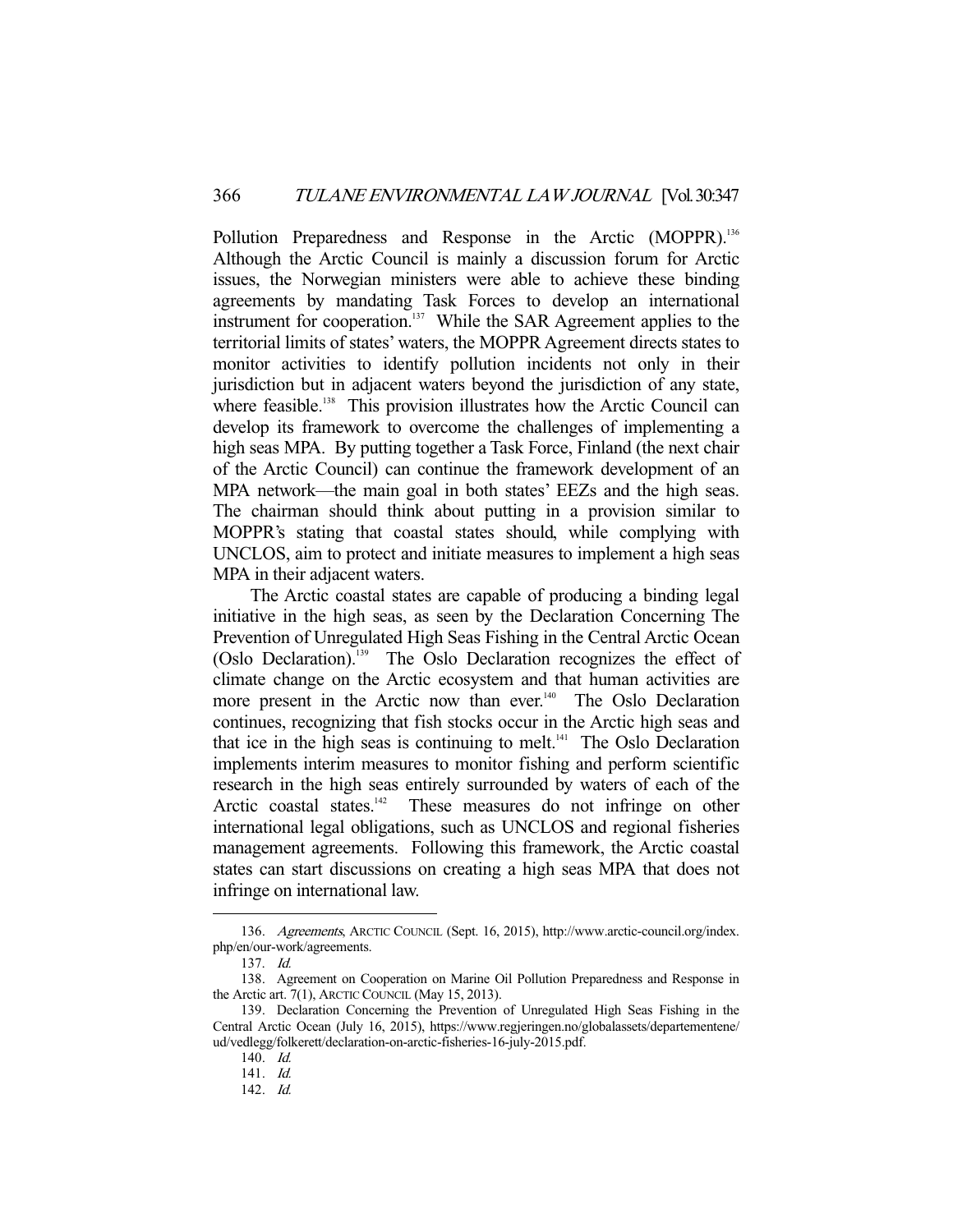Pollution Preparedness and Response in the Arctic (MOPPR).[136] Although the Arctic Council is mainly a discussion forum for Arctic issues, the Norwegian ministers were able to achieve these binding agreements by mandating Task Forces to develop an international instrument for cooperation.[137] While the SAR Agreement applies to the territorial limits of states' waters, the MOPPR Agreement directs states to monitor activities to identify pollution incidents not only in their jurisdiction but in adjacent waters beyond the jurisdiction of any state, where feasible.[138] This provision illustrates how the Arctic Council can develop its framework to overcome the challenges of implementing a high seas MPA. By putting together a Task Force, Finland (the next chair of the Arctic Council) can continue the framework development of an MPA network—the main goal in both states' EEZs and the high seas. The chairman should think about putting in a provision similar to MOPPR's stating that coastal states should, while complying with UNCLOS, aim to protect and initiate measures to implement a high seas MPA in their adjacent waters.

The Arctic coastal states are capable of producing a binding legal initiative in the high seas, as seen by the Declaration Concerning The Prevention of Unregulated High Seas Fishing in the Central Arctic Ocean (Oslo Declaration).[139] The Oslo Declaration recognizes the effect of climate change on the Arctic ecosystem and that human activities are more present in the Arctic now than ever.[140] The Oslo Declaration continues, recognizing that fish stocks occur in the Arctic high seas and that ice in the high seas is continuing to melt.[141] The Oslo Declaration implements interim measures to monitor fishing and perform scientific research in the high seas entirely surrounded by waters of each of the Arctic coastal states.[142] These measures do not infringe on other international legal obligations, such as UNCLOS and regional fisheries management agreements. Following this framework, the Arctic coastal states can start discussions on creating a high seas MPA that does not infringe on international law.

---

136. *Agreements*, ARCTIC COUNCIL (Sept. 16, 2015), http://www.arctic-council.org/index.php/en/our-work/agreements.

137. *Id.*

138. Agreement on Cooperation on Marine Oil Pollution Preparedness and Response in the Arctic art. 7(1), ARCTIC COUNCIL (May 15, 2013).

139. Declaration Concerning the Prevention of Unregulated High Seas Fishing in the Central Arctic Ocean (July 16, 2015), https://www.regjeringen.no/globalassets/departementene/ud/vedlegg/folkerett/declaration-on-arctic-fisheries-16-july-2015.pdf.

140. *Id.*

141. *Id.*

142. *Id.*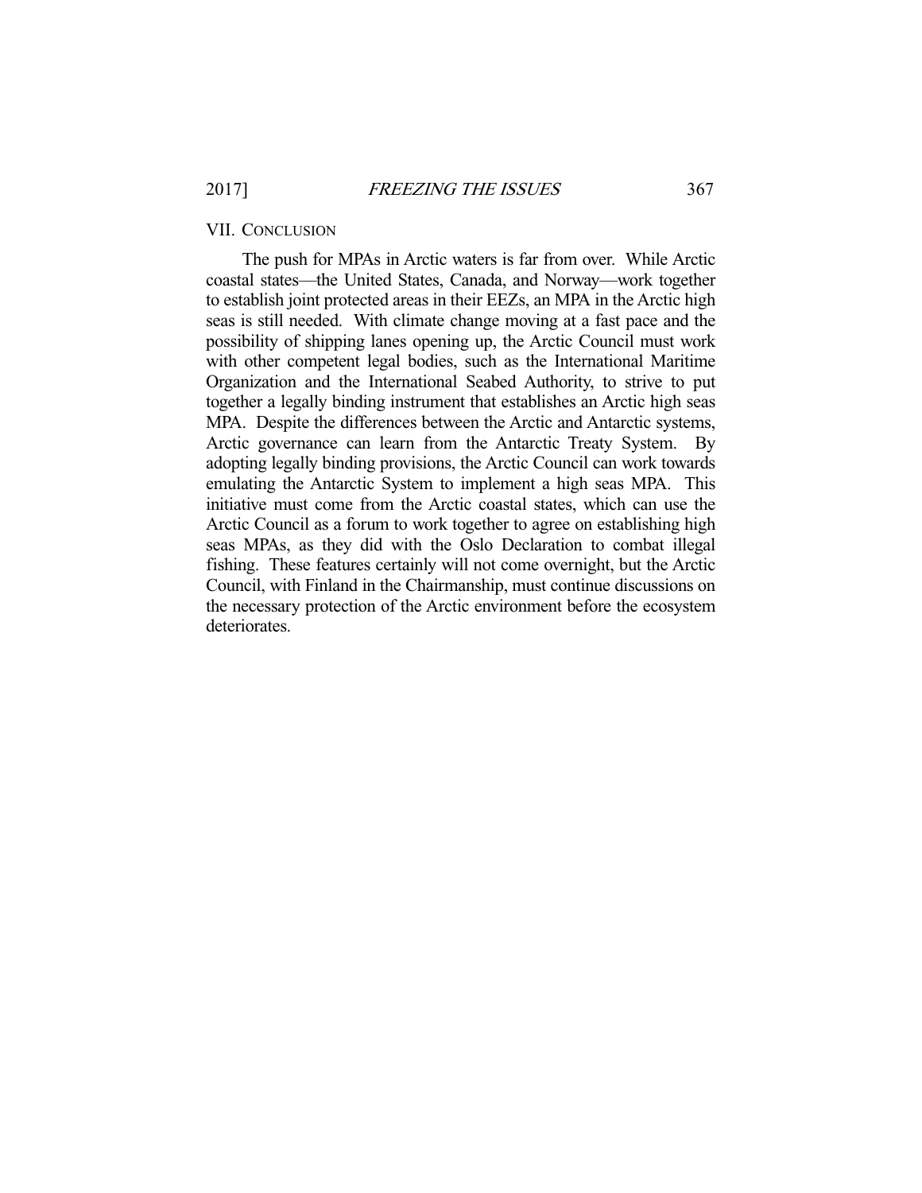## VII. CONCLUSION

The push for MPAs in Arctic waters is far from over. While Arctic coastal states—the United States, Canada, and Norway—work together to establish joint protected areas in their EEZs, an MPA in the Arctic high seas is still needed. With climate change moving at a fast pace and the possibility of shipping lanes opening up, the Arctic Council must work with other competent legal bodies, such as the International Maritime Organization and the International Seabed Authority, to strive to put together a legally binding instrument that establishes an Arctic high seas MPA. Despite the differences between the Arctic and Antarctic systems, Arctic governance can learn from the Antarctic Treaty System. By adopting legally binding provisions, the Arctic Council can work towards emulating the Antarctic System to implement a high seas MPA. This initiative must come from the Arctic coastal states, which can use the Arctic Council as a forum to work together to agree on establishing high seas MPAs, as they did with the Oslo Declaration to combat illegal fishing. These features certainly will not come overnight, but the Arctic Council, with Finland in the Chairmanship, must continue discussions on the necessary protection of the Arctic environment before the ecosystem deteriorates.